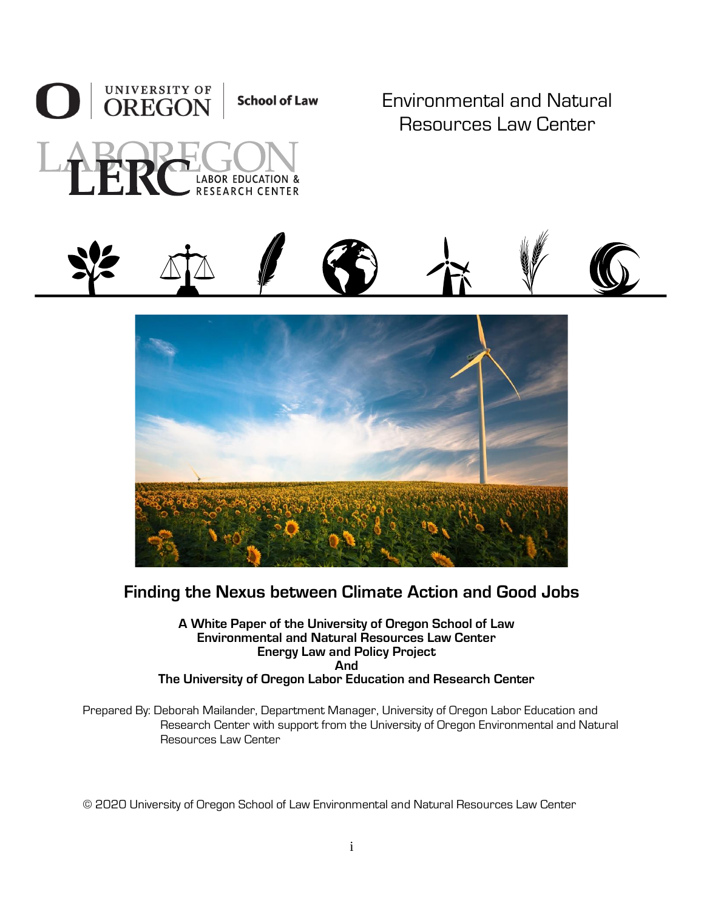UNIVERSITY OF OREGON | School of Law

Environmental and Natural Resources Law Center

LABOR EDUCATION & RESEARCH CENTER

# Finding the Nexus between Climate Action and Good Jobs

**A White Paper of the University of Oregon School of Law**
**Environmental and Natural Resources Law Center**
**Energy Law and Policy Project**
**And**
**The University of Oregon Labor Education and Research Center**

Prepared By: Deborah Mailander, Department Manager, University of Oregon Labor Education and Research Center with support from the University of Oregon Environmental and Natural Resources Law Center

© 2020 University of Oregon School of Law Environmental and Natural Resources Law Center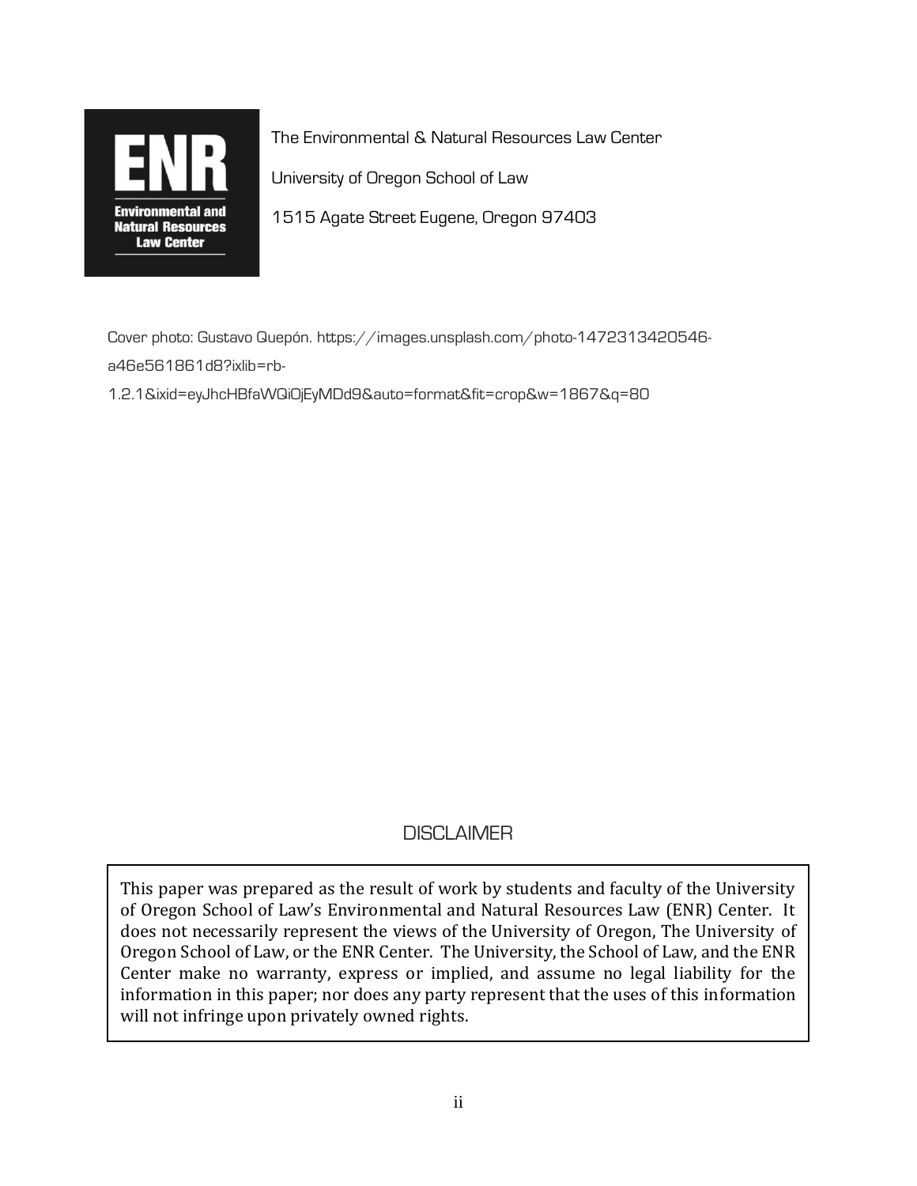ENR

Environmental and Natural Resources Law Center

The Environmental & Natural Resources Law Center

University of Oregon School of Law

1515 Agate Street Eugene, Oregon 97403

Cover photo: Gustavo Quepón. https://images.unsplash.com/photo-1472313420546-a46e561861d8?ixlib=rb-1.2.1&ixid=eyJhcHBfaWQiOjEyMDd9&auto=format&fit=crop&w=1867&q=80

## DISCLAIMER

This paper was prepared as the result of work by students and faculty of the University of Oregon School of Law's Environmental and Natural Resources Law (ENR) Center. It does not necessarily represent the views of the University of Oregon, The University of Oregon School of Law, or the ENR Center. The University, the School of Law, and the ENR Center make no warranty, express or implied, and assume no legal liability for the information in this paper; nor does any party represent that the uses of this information will not infringe upon privately owned rights.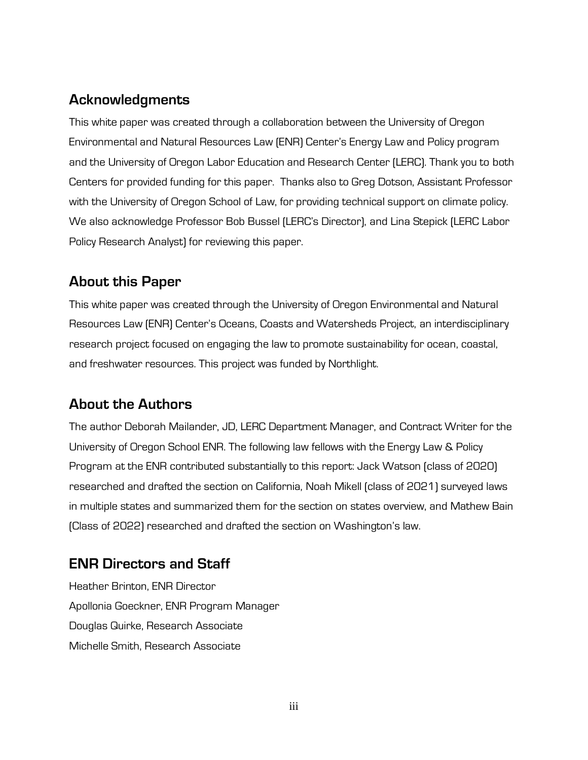## Acknowledgments

This white paper was created through a collaboration between the University of Oregon Environmental and Natural Resources Law (ENR) Center's Energy Law and Policy program and the University of Oregon Labor Education and Research Center (LERC). Thank you to both Centers for provided funding for this paper. Thanks also to Greg Dotson, Assistant Professor with the University of Oregon School of Law, for providing technical support on climate policy. We also acknowledge Professor Bob Bussel (LERC's Director), and Lina Stepick (LERC Labor Policy Research Analyst) for reviewing this paper.

## About this Paper

This white paper was created through the University of Oregon Environmental and Natural Resources Law (ENR) Center's Oceans, Coasts and Watersheds Project, an interdisciplinary research project focused on engaging the law to promote sustainability for ocean, coastal, and freshwater resources. This project was funded by Northlight.

## About the Authors

The author Deborah Mailander, JD, LERC Department Manager, and Contract Writer for the University of Oregon School ENR. The following law fellows with the Energy Law & Policy Program at the ENR contributed substantially to this report: Jack Watson (class of 2020) researched and drafted the section on California, Noah Mikell (class of 2021) surveyed laws in multiple states and summarized them for the section on states overview, and Mathew Bain (Class of 2022) researched and drafted the section on Washington's law.

## ENR Directors and Staff

Heather Brinton, ENR Director
Apollonia Goeckner, ENR Program Manager
Douglas Quirke, Research Associate
Michelle Smith, Research Associate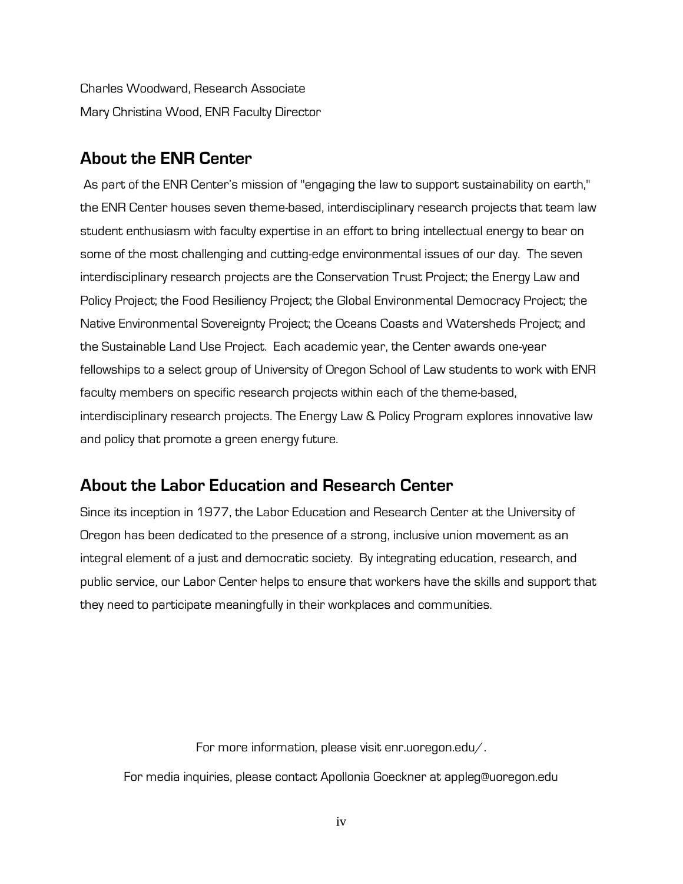Charles Woodward, Research Associate

Mary Christina Wood, ENR Faculty Director

## About the ENR Center

As part of the ENR Center's mission of "engaging the law to support sustainability on earth," the ENR Center houses seven theme-based, interdisciplinary research projects that team law student enthusiasm with faculty expertise in an effort to bring intellectual energy to bear on some of the most challenging and cutting-edge environmental issues of our day. The seven interdisciplinary research projects are the Conservation Trust Project; the Energy Law and Policy Project; the Food Resiliency Project; the Global Environmental Democracy Project; the Native Environmental Sovereignty Project; the Oceans Coasts and Watersheds Project; and the Sustainable Land Use Project. Each academic year, the Center awards one-year fellowships to a select group of University of Oregon School of Law students to work with ENR faculty members on specific research projects within each of the theme-based, interdisciplinary research projects. The Energy Law & Policy Program explores innovative law and policy that promote a green energy future.

## About the Labor Education and Research Center

Since its inception in 1977, the Labor Education and Research Center at the University of Oregon has been dedicated to the presence of a strong, inclusive union movement as an integral element of a just and democratic society. By integrating education, research, and public service, our Labor Center helps to ensure that workers have the skills and support that they need to participate meaningfully in their workplaces and communities.

For more information, please visit enr.uoregon.edu/.

For media inquiries, please contact Apollonia Goeckner at appleg@uoregon.edu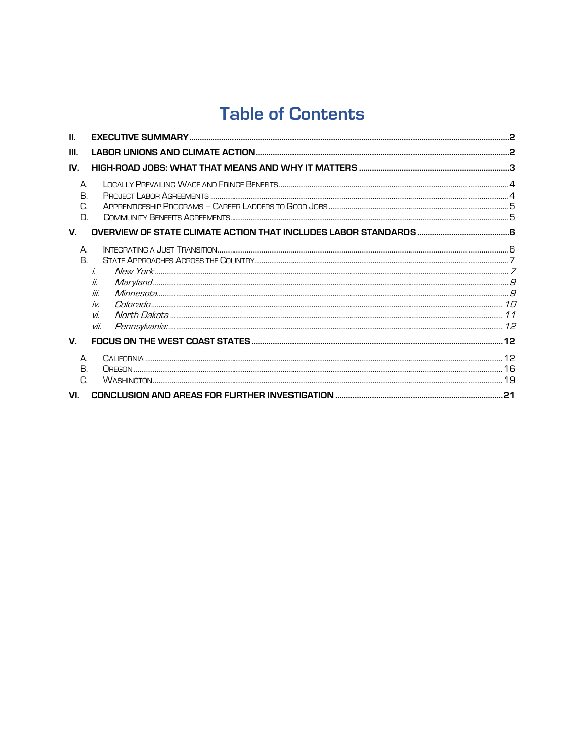# Table of Contents

**II. EXECUTIVE SUMMARY** .......... **2**

**III. LABOR UNIONS AND CLIMATE ACTION** .......... **2**

**IV. HIGH-ROAD JOBS: WHAT THAT MEANS AND WHY IT MATTERS** .......... **3**

- A. Locally Prevailing Wage and Fringe Benefits .......... 4
- B. Project Labor Agreements .......... 4
- C. Apprenticeship Programs – Career Ladders to Good Jobs .......... 5
- D. Community Benefits Agreements .......... 5

**V. OVERVIEW OF STATE CLIMATE ACTION THAT INCLUDES LABOR STANDARDS** .......... **6**

- A. Integrating a Just Transition .......... 6
- B. State Approaches Across the Country .......... 7
  - *i. New York* .......... *7*
  - *ii. Maryland* .......... *9*
  - *iii. Minnesota* .......... *9*
  - *iv. Colorado* .......... *10*
  - *vi. North Dakota* .......... *11*
  - *vii. Pennsylvania:* .......... *12*

**V. FOCUS ON THE WEST COAST STATES** .......... **12**

- A. California .......... 12
- B. Oregon .......... 16
- C. Washington .......... 19

**VI. CONCLUSION AND AREAS FOR FURTHER INVESTIGATION** .......... **21**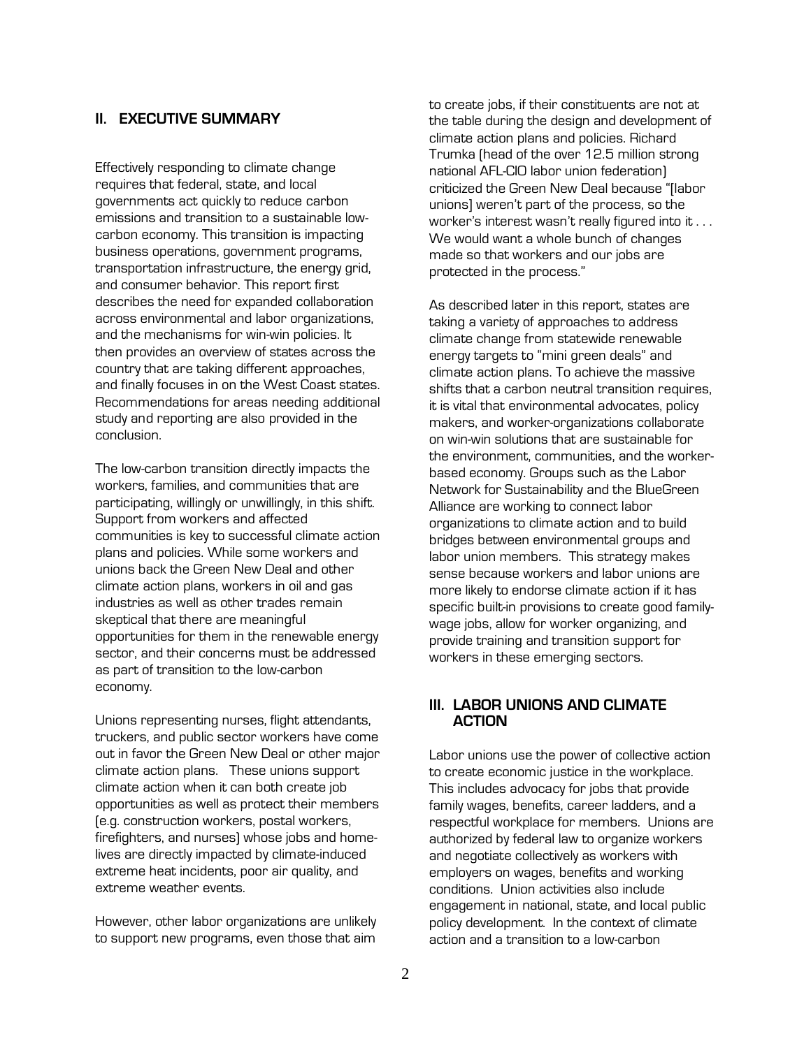## II. EXECUTIVE SUMMARY

Effectively responding to climate change requires that federal, state, and local governments act quickly to reduce carbon emissions and transition to a sustainable low-carbon economy. This transition is impacting business operations, government programs, transportation infrastructure, the energy grid, and consumer behavior. This report first describes the need for expanded collaboration across environmental and labor organizations, and the mechanisms for win-win policies. It then provides an overview of states across the country that are taking different approaches, and finally focuses in on the West Coast states. Recommendations for areas needing additional study and reporting are also provided in the conclusion.

The low-carbon transition directly impacts the workers, families, and communities that are participating, willingly or unwillingly, in this shift. Support from workers and affected communities is key to successful climate action plans and policies. While some workers and unions back the Green New Deal and other climate action plans, workers in oil and gas industries as well as other trades remain skeptical that there are meaningful opportunities for them in the renewable energy sector, and their concerns must be addressed as part of transition to the low-carbon economy.

Unions representing nurses, flight attendants, truckers, and public sector workers have come out in favor the Green New Deal or other major climate action plans. These unions support climate action when it can both create job opportunities as well as protect their members (e.g. construction workers, postal workers, firefighters, and nurses) whose jobs and home-lives are directly impacted by climate-induced extreme heat incidents, poor air quality, and extreme weather events.

However, other labor organizations are unlikely to support new programs, even those that aim to create jobs, if their constituents are not at the table during the design and development of climate action plans and policies. Richard Trumka (head of the over 12.5 million strong national AFL-CIO labor union federation) criticized the Green New Deal because "[labor unions] weren't part of the process, so the worker's interest wasn't really figured into it . . . We would want a whole bunch of changes made so that workers and our jobs are protected in the process."

As described later in this report, states are taking a variety of approaches to address climate change from statewide renewable energy targets to "mini green deals" and climate action plans. To achieve the massive shifts that a carbon neutral transition requires, it is vital that environmental advocates, policy makers, and worker-organizations collaborate on win-win solutions that are sustainable for the environment, communities, and the worker-based economy. Groups such as the Labor Network for Sustainability and the BlueGreen Alliance are working to connect labor organizations to climate action and to build bridges between environmental groups and labor union members. This strategy makes sense because workers and labor unions are more likely to endorse climate action if it has specific built-in provisions to create good family-wage jobs, allow for worker organizing, and provide training and transition support for workers in these emerging sectors.

## III. LABOR UNIONS AND CLIMATE ACTION

Labor unions use the power of collective action to create economic justice in the workplace. This includes advocacy for jobs that provide family wages, benefits, career ladders, and a respectful workplace for members. Unions are authorized by federal law to organize workers and negotiate collectively as workers with employers on wages, benefits and working conditions. Union activities also include engagement in national, state, and local public policy development. In the context of climate action and a transition to a low-carbon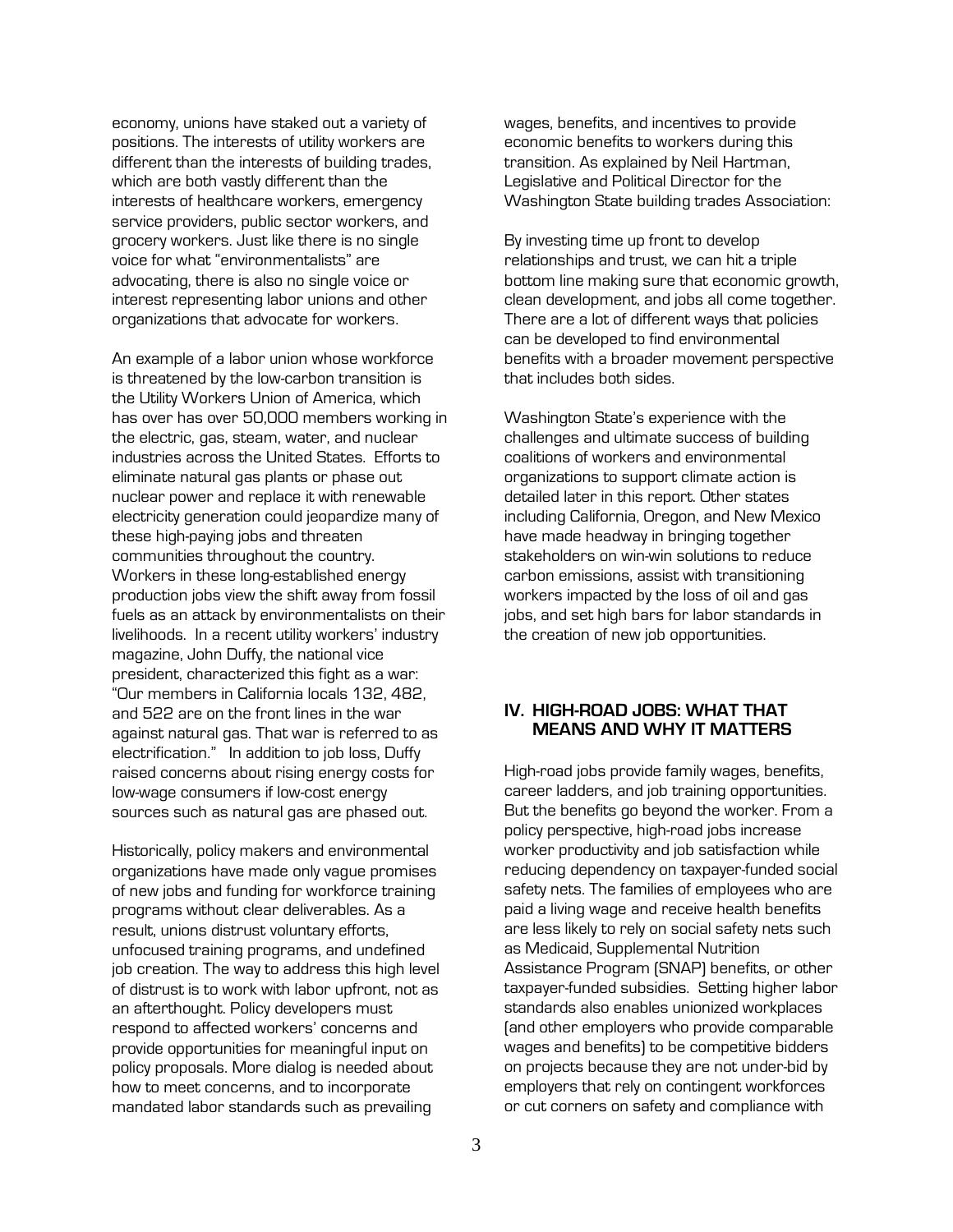economy, unions have staked out a variety of positions. The interests of utility workers are different than the interests of building trades, which are both vastly different than the interests of healthcare workers, emergency service providers, public sector workers, and grocery workers. Just like there is no single voice for what "environmentalists" are advocating, there is also no single voice or interest representing labor unions and other organizations that advocate for workers.

An example of a labor union whose workforce is threatened by the low-carbon transition is the Utility Workers Union of America, which has over has over 50,000 members working in the electric, gas, steam, water, and nuclear industries across the United States. Efforts to eliminate natural gas plants or phase out nuclear power and replace it with renewable electricity generation could jeopardize many of these high-paying jobs and threaten communities throughout the country. Workers in these long-established energy production jobs view the shift away from fossil fuels as an attack by environmentalists on their livelihoods. In a recent utility workers' industry magazine, John Duffy, the national vice president, characterized this fight as a war: "Our members in California locals 132, 482, and 522 are on the front lines in the war against natural gas. That war is referred to as electrification." In addition to job loss, Duffy raised concerns about rising energy costs for low-wage consumers if low-cost energy sources such as natural gas are phased out.

Historically, policy makers and environmental organizations have made only vague promises of new jobs and funding for workforce training programs without clear deliverables. As a result, unions distrust voluntary efforts, unfocused training programs, and undefined job creation. The way to address this high level of distrust is to work with labor upfront, not as an afterthought. Policy developers must respond to affected workers' concerns and provide opportunities for meaningful input on policy proposals. More dialog is needed about how to meet concerns, and to incorporate mandated labor standards such as prevailing wages, benefits, and incentives to provide economic benefits to workers during this transition. As explained by Neil Hartman, Legislative and Political Director for the Washington State building trades Association:

By investing time up front to develop relationships and trust, we can hit a triple bottom line making sure that economic growth, clean development, and jobs all come together. There are a lot of different ways that policies can be developed to find environmental benefits with a broader movement perspective that includes both sides.

Washington State's experience with the challenges and ultimate success of building coalitions of workers and environmental organizations to support climate action is detailed later in this report. Other states including California, Oregon, and New Mexico have made headway in bringing together stakeholders on win-win solutions to reduce carbon emissions, assist with transitioning workers impacted by the loss of oil and gas jobs, and set high bars for labor standards in the creation of new job opportunities.

## IV. HIGH-ROAD JOBS: WHAT THAT MEANS AND WHY IT MATTERS

High-road jobs provide family wages, benefits, career ladders, and job training opportunities. But the benefits go beyond the worker. From a policy perspective, high-road jobs increase worker productivity and job satisfaction while reducing dependency on taxpayer-funded social safety nets. The families of employees who are paid a living wage and receive health benefits are less likely to rely on social safety nets such as Medicaid, Supplemental Nutrition Assistance Program (SNAP) benefits, or other taxpayer-funded subsidies. Setting higher labor standards also enables unionized workplaces (and other employers who provide comparable wages and benefits) to be competitive bidders on projects because they are not under-bid by employers that rely on contingent workforces or cut corners on safety and compliance with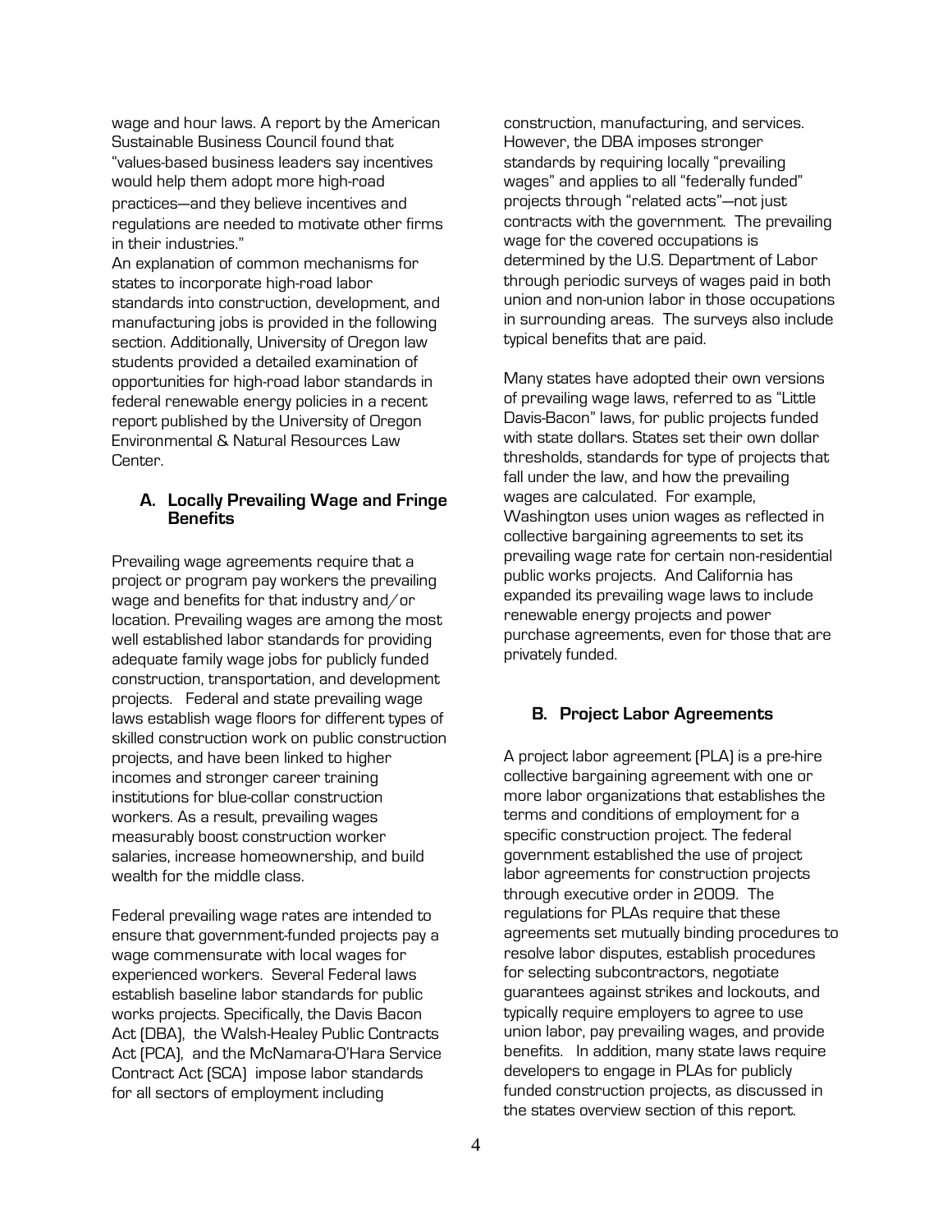wage and hour laws. A report by the American Sustainable Business Council found that "values-based business leaders say incentives would help them adopt more high-road practices—and they believe incentives and regulations are needed to motivate other firms in their industries."

An explanation of common mechanisms for states to incorporate high-road labor standards into construction, development, and manufacturing jobs is provided in the following section. Additionally, University of Oregon law students provided a detailed examination of opportunities for high-road labor standards in federal renewable energy policies in a recent report published by the University of Oregon Environmental & Natural Resources Law Center.

### A. Locally Prevailing Wage and Fringe Benefits

Prevailing wage agreements require that a project or program pay workers the prevailing wage and benefits for that industry and/or location. Prevailing wages are among the most well established labor standards for providing adequate family wage jobs for publicly funded construction, transportation, and development projects. Federal and state prevailing wage laws establish wage floors for different types of skilled construction work on public construction projects, and have been linked to higher incomes and stronger career training institutions for blue-collar construction workers. As a result, prevailing wages measurably boost construction worker salaries, increase homeownership, and build wealth for the middle class.

Federal prevailing wage rates are intended to ensure that government-funded projects pay a wage commensurate with local wages for experienced workers. Several Federal laws establish baseline labor standards for public works projects. Specifically, the Davis Bacon Act (DBA), the Walsh-Healey Public Contracts Act (PCA), and the McNamara-O'Hara Service Contract Act (SCA) impose labor standards for all sectors of employment including construction, manufacturing, and services. However, the DBA imposes stronger standards by requiring locally "prevailing wages" and applies to all "federally funded" projects through "related acts"—not just contracts with the government. The prevailing wage for the covered occupations is determined by the U.S. Department of Labor through periodic surveys of wages paid in both union and non-union labor in those occupations in surrounding areas. The surveys also include typical benefits that are paid.

Many states have adopted their own versions of prevailing wage laws, referred to as "Little Davis-Bacon" laws, for public projects funded with state dollars. States set their own dollar thresholds, standards for type of projects that fall under the law, and how the prevailing wages are calculated. For example, Washington uses union wages as reflected in collective bargaining agreements to set its prevailing wage rate for certain non-residential public works projects. And California has expanded its prevailing wage laws to include renewable energy projects and power purchase agreements, even for those that are privately funded.

### B. Project Labor Agreements

A project labor agreement (PLA) is a pre-hire collective bargaining agreement with one or more labor organizations that establishes the terms and conditions of employment for a specific construction project. The federal government established the use of project labor agreements for construction projects through executive order in 2009. The regulations for PLAs require that these agreements set mutually binding procedures to resolve labor disputes, establish procedures for selecting subcontractors, negotiate guarantees against strikes and lockouts, and typically require employers to agree to use union labor, pay prevailing wages, and provide benefits. In addition, many state laws require developers to engage in PLAs for publicly funded construction projects, as discussed in the states overview section of this report.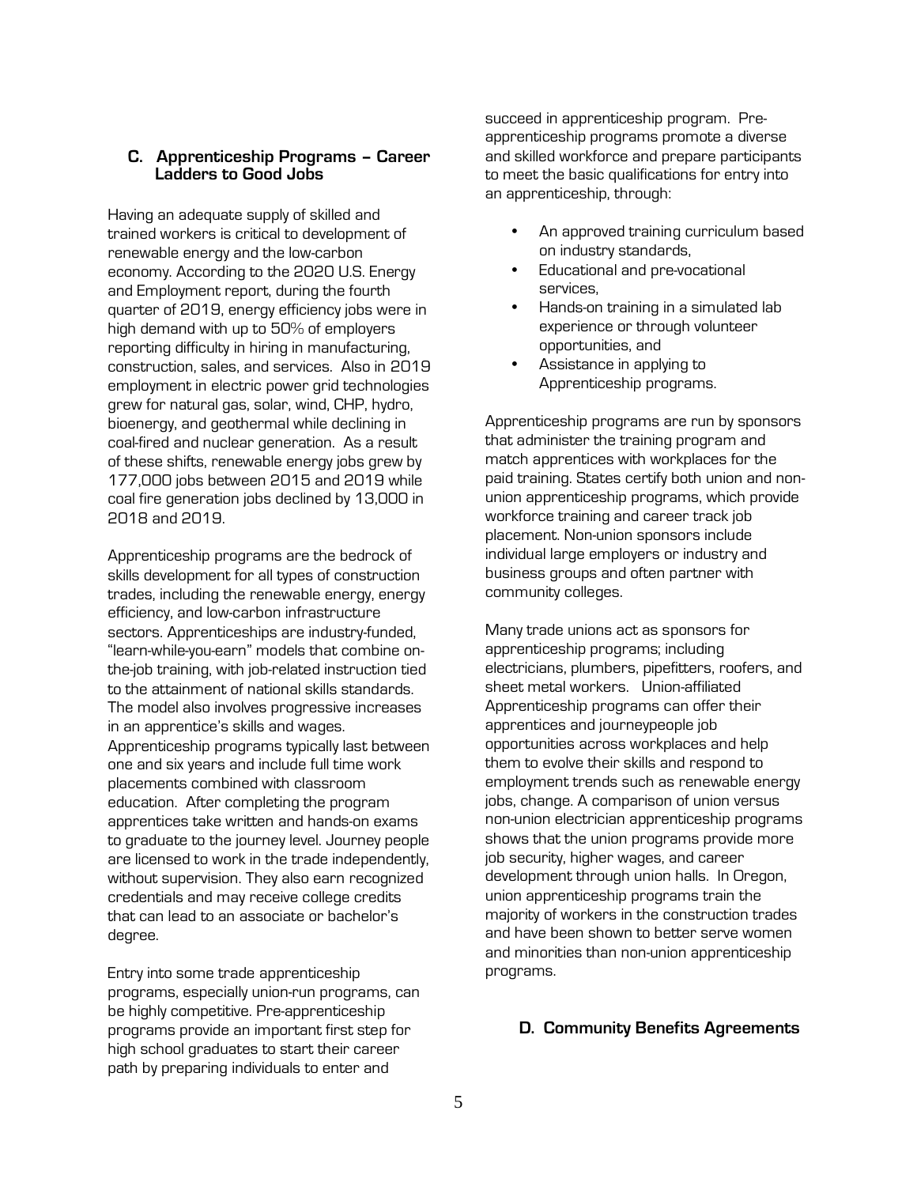### C. Apprenticeship Programs – Career Ladders to Good Jobs

Having an adequate supply of skilled and trained workers is critical to development of renewable energy and the low-carbon economy. According to the 2020 U.S. Energy and Employment report, during the fourth quarter of 2019, energy efficiency jobs were in high demand with up to 50% of employers reporting difficulty in hiring in manufacturing, construction, sales, and services. Also in 2019 employment in electric power grid technologies grew for natural gas, solar, wind, CHP, hydro, bioenergy, and geothermal while declining in coal-fired and nuclear generation. As a result of these shifts, renewable energy jobs grew by 177,000 jobs between 2015 and 2019 while coal fire generation jobs declined by 13,000 in 2018 and 2019.

Apprenticeship programs are the bedrock of skills development for all types of construction trades, including the renewable energy, energy efficiency, and low-carbon infrastructure sectors. Apprenticeships are industry-funded, "learn-while-you-earn" models that combine on-the-job training, with job-related instruction tied to the attainment of national skills standards. The model also involves progressive increases in an apprentice's skills and wages. Apprenticeship programs typically last between one and six years and include full time work placements combined with classroom education. After completing the program apprentices take written and hands-on exams to graduate to the journey level. Journey people are licensed to work in the trade independently, without supervision. They also earn recognized credentials and may receive college credits that can lead to an associate or bachelor's degree.

Entry into some trade apprenticeship programs, especially union-run programs, can be highly competitive. Pre-apprenticeship programs provide an important first step for high school graduates to start their career path by preparing individuals to enter and succeed in apprenticeship program. Pre-apprenticeship programs promote a diverse and skilled workforce and prepare participants to meet the basic qualifications for entry into an apprenticeship, through:

- An approved training curriculum based on industry standards,
- Educational and pre-vocational services,
- Hands-on training in a simulated lab experience or through volunteer opportunities, and
- Assistance in applying to Apprenticeship programs.

Apprenticeship programs are run by sponsors that administer the training program and match apprentices with workplaces for the paid training. States certify both union and non-union apprenticeship programs, which provide workforce training and career track job placement. Non-union sponsors include individual large employers or industry and business groups and often partner with community colleges.

Many trade unions act as sponsors for apprenticeship programs; including electricians, plumbers, pipefitters, roofers, and sheet metal workers. Union-affiliated Apprenticeship programs can offer their apprentices and journeypeople job opportunities across workplaces and help them to evolve their skills and respond to employment trends such as renewable energy jobs, change. A comparison of union versus non-union electrician apprenticeship programs shows that the union programs provide more job security, higher wages, and career development through union halls. In Oregon, union apprenticeship programs train the majority of workers in the construction trades and have been shown to better serve women and minorities than non-union apprenticeship programs.

### D. Community Benefits Agreements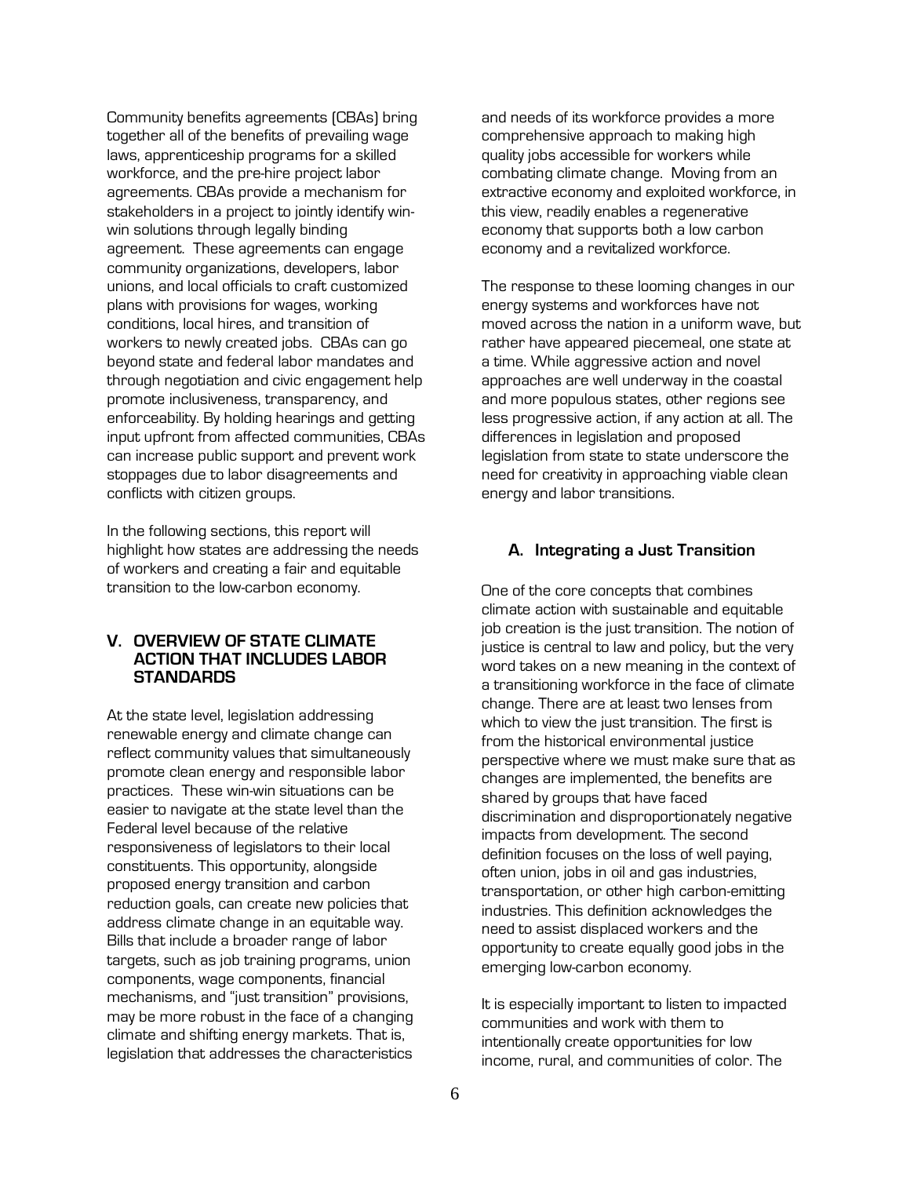Community benefits agreements (CBAs) bring together all of the benefits of prevailing wage laws, apprenticeship programs for a skilled workforce, and the pre-hire project labor agreements. CBAs provide a mechanism for stakeholders in a project to jointly identify win-win solutions through legally binding agreement. These agreements can engage community organizations, developers, labor unions, and local officials to craft customized plans with provisions for wages, working conditions, local hires, and transition of workers to newly created jobs. CBAs can go beyond state and federal labor mandates and through negotiation and civic engagement help promote inclusiveness, transparency, and enforceability. By holding hearings and getting input upfront from affected communities, CBAs can increase public support and prevent work stoppages due to labor disagreements and conflicts with citizen groups.

In the following sections, this report will highlight how states are addressing the needs of workers and creating a fair and equitable transition to the low-carbon economy.

## V. OVERVIEW OF STATE CLIMATE ACTION THAT INCLUDES LABOR STANDARDS

At the state level, legislation addressing renewable energy and climate change can reflect community values that simultaneously promote clean energy and responsible labor practices. These win-win situations can be easier to navigate at the state level than the Federal level because of the relative responsiveness of legislators to their local constituents. This opportunity, alongside proposed energy transition and carbon reduction goals, can create new policies that address climate change in an equitable way. Bills that include a broader range of labor targets, such as job training programs, union components, wage components, financial mechanisms, and "just transition" provisions, may be more robust in the face of a changing climate and shifting energy markets. That is, legislation that addresses the characteristics and needs of its workforce provides a more comprehensive approach to making high quality jobs accessible for workers while combating climate change. Moving from an extractive economy and exploited workforce, in this view, readily enables a regenerative economy that supports both a low carbon economy and a revitalized workforce.

The response to these looming changes in our energy systems and workforces have not moved across the nation in a uniform wave, but rather have appeared piecemeal, one state at a time. While aggressive action and novel approaches are well underway in the coastal and more populous states, other regions see less progressive action, if any action at all. The differences in legislation and proposed legislation from state to state underscore the need for creativity in approaching viable clean energy and labor transitions.

### A. Integrating a Just Transition

One of the core concepts that combines climate action with sustainable and equitable job creation is the just transition. The notion of justice is central to law and policy, but the very word takes on a new meaning in the context of a transitioning workforce in the face of climate change. There are at least two lenses from which to view the just transition. The first is from the historical environmental justice perspective where we must make sure that as changes are implemented, the benefits are shared by groups that have faced discrimination and disproportionately negative impacts from development. The second definition focuses on the loss of well paying, often union, jobs in oil and gas industries, transportation, or other high carbon-emitting industries. This definition acknowledges the need to assist displaced workers and the opportunity to create equally good jobs in the emerging low-carbon economy.

It is especially important to listen to impacted communities and work with them to intentionally create opportunities for low income, rural, and communities of color. The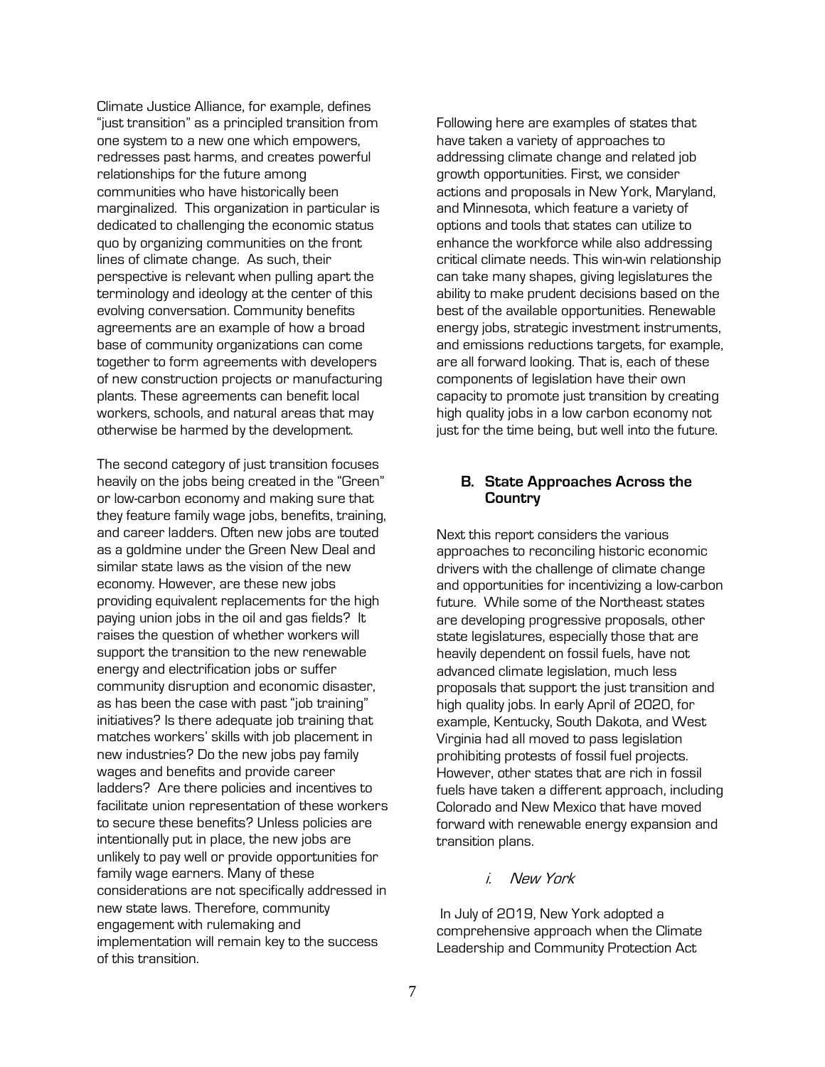Climate Justice Alliance, for example, defines "just transition" as a principled transition from one system to a new one which empowers, redresses past harms, and creates powerful relationships for the future among communities who have historically been marginalized. This organization in particular is dedicated to challenging the economic status quo by organizing communities on the front lines of climate change. As such, their perspective is relevant when pulling apart the terminology and ideology at the center of this evolving conversation. Community benefits agreements are an example of how a broad base of community organizations can come together to form agreements with developers of new construction projects or manufacturing plants. These agreements can benefit local workers, schools, and natural areas that may otherwise be harmed by the development.

The second category of just transition focuses heavily on the jobs being created in the "Green" or low-carbon economy and making sure that they feature family wage jobs, benefits, training, and career ladders. Often new jobs are touted as a goldmine under the Green New Deal and similar state laws as the vision of the new economy. However, are these new jobs providing equivalent replacements for the high paying union jobs in the oil and gas fields? It raises the question of whether workers will support the transition to the new renewable energy and electrification jobs or suffer community disruption and economic disaster, as has been the case with past "job training" initiatives? Is there adequate job training that matches workers' skills with job placement in new industries? Do the new jobs pay family wages and benefits and provide career ladders? Are there policies and incentives to facilitate union representation of these workers to secure these benefits? Unless policies are intentionally put in place, the new jobs are unlikely to pay well or provide opportunities for family wage earners. Many of these considerations are not specifically addressed in new state laws. Therefore, community engagement with rulemaking and implementation will remain key to the success of this transition.

Following here are examples of states that have taken a variety of approaches to addressing climate change and related job growth opportunities. First, we consider actions and proposals in New York, Maryland, and Minnesota, which feature a variety of options and tools that states can utilize to enhance the workforce while also addressing critical climate needs. This win-win relationship can take many shapes, giving legislatures the ability to make prudent decisions based on the best of the available opportunities. Renewable energy jobs, strategic investment instruments, and emissions reductions targets, for example, are all forward looking. That is, each of these components of legislation have their own capacity to promote just transition by creating high quality jobs in a low carbon economy not just for the time being, but well into the future.

## B. State Approaches Across the Country

Next this report considers the various approaches to reconciling historic economic drivers with the challenge of climate change and opportunities for incentivizing a low-carbon future. While some of the Northeast states are developing progressive proposals, other state legislatures, especially those that are heavily dependent on fossil fuels, have not advanced climate legislation, much less proposals that support the just transition and high quality jobs. In early April of 2020, for example, Kentucky, South Dakota, and West Virginia had all moved to pass legislation prohibiting protests of fossil fuel projects. However, other states that are rich in fossil fuels have taken a different approach, including Colorado and New Mexico that have moved forward with renewable energy expansion and transition plans.

### *i. New York*

In July of 2019, New York adopted a comprehensive approach when the Climate Leadership and Community Protection Act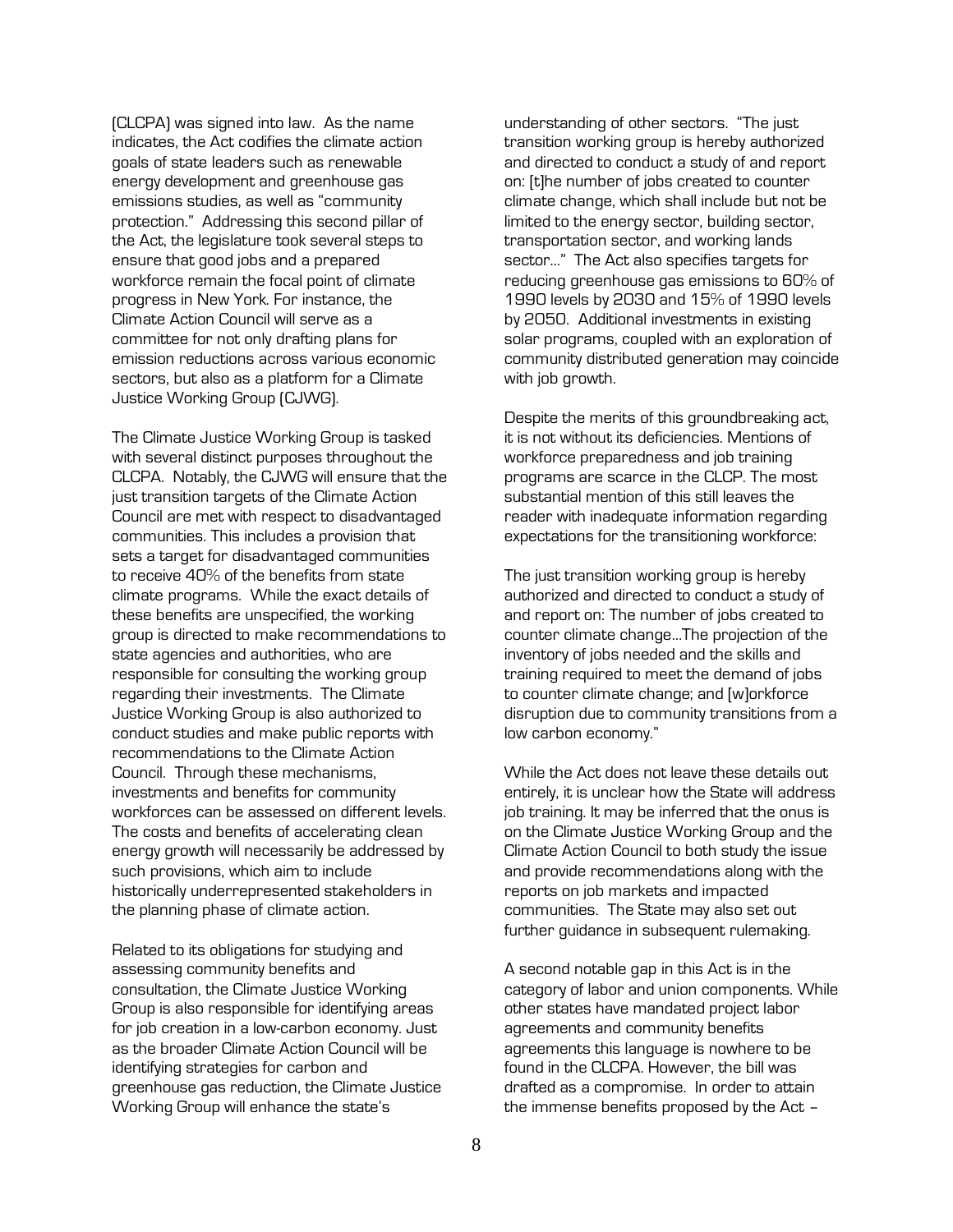(CLCPA) was signed into law. As the name indicates, the Act codifies the climate action goals of state leaders such as renewable energy development and greenhouse gas emissions studies, as well as "community protection." Addressing this second pillar of the Act, the legislature took several steps to ensure that good jobs and a prepared workforce remain the focal point of climate progress in New York. For instance, the Climate Action Council will serve as a committee for not only drafting plans for emission reductions across various economic sectors, but also as a platform for a Climate Justice Working Group (CJWG).

The Climate Justice Working Group is tasked with several distinct purposes throughout the CLCPA. Notably, the CJWG will ensure that the just transition targets of the Climate Action Council are met with respect to disadvantaged communities. This includes a provision that sets a target for disadvantaged communities to receive 40% of the benefits from state climate programs. While the exact details of these benefits are unspecified, the working group is directed to make recommendations to state agencies and authorities, who are responsible for consulting the working group regarding their investments. The Climate Justice Working Group is also authorized to conduct studies and make public reports with recommendations to the Climate Action Council. Through these mechanisms, investments and benefits for community workforces can be assessed on different levels. The costs and benefits of accelerating clean energy growth will necessarily be addressed by such provisions, which aim to include historically underrepresented stakeholders in the planning phase of climate action.

Related to its obligations for studying and assessing community benefits and consultation, the Climate Justice Working Group is also responsible for identifying areas for job creation in a low-carbon economy. Just as the broader Climate Action Council will be identifying strategies for carbon and greenhouse gas reduction, the Climate Justice Working Group will enhance the state's understanding of other sectors. "The just transition working group is hereby authorized and directed to conduct a study of and report on: [t]he number of jobs created to counter climate change, which shall include but not be limited to the energy sector, building sector, transportation sector, and working lands sector…" The Act also specifies targets for reducing greenhouse gas emissions to 60% of 1990 levels by 2030 and 15% of 1990 levels by 2050. Additional investments in existing solar programs, coupled with an exploration of community distributed generation may coincide with job growth.

Despite the merits of this groundbreaking act, it is not without its deficiencies. Mentions of workforce preparedness and job training programs are scarce in the CLCP. The most substantial mention of this still leaves the reader with inadequate information regarding expectations for the transitioning workforce:

The just transition working group is hereby authorized and directed to conduct a study of and report on: The number of jobs created to counter climate change…The projection of the inventory of jobs needed and the skills and training required to meet the demand of jobs to counter climate change; and [w]orkforce disruption due to community transitions from a low carbon economy."

While the Act does not leave these details out entirely, it is unclear how the State will address job training. It may be inferred that the onus is on the Climate Justice Working Group and the Climate Action Council to both study the issue and provide recommendations along with the reports on job markets and impacted communities. The State may also set out further guidance in subsequent rulemaking.

A second notable gap in this Act is in the category of labor and union components. While other states have mandated project labor agreements and community benefits agreements this language is nowhere to be found in the CLCPA. However, the bill was drafted as a compromise. In order to attain the immense benefits proposed by the Act –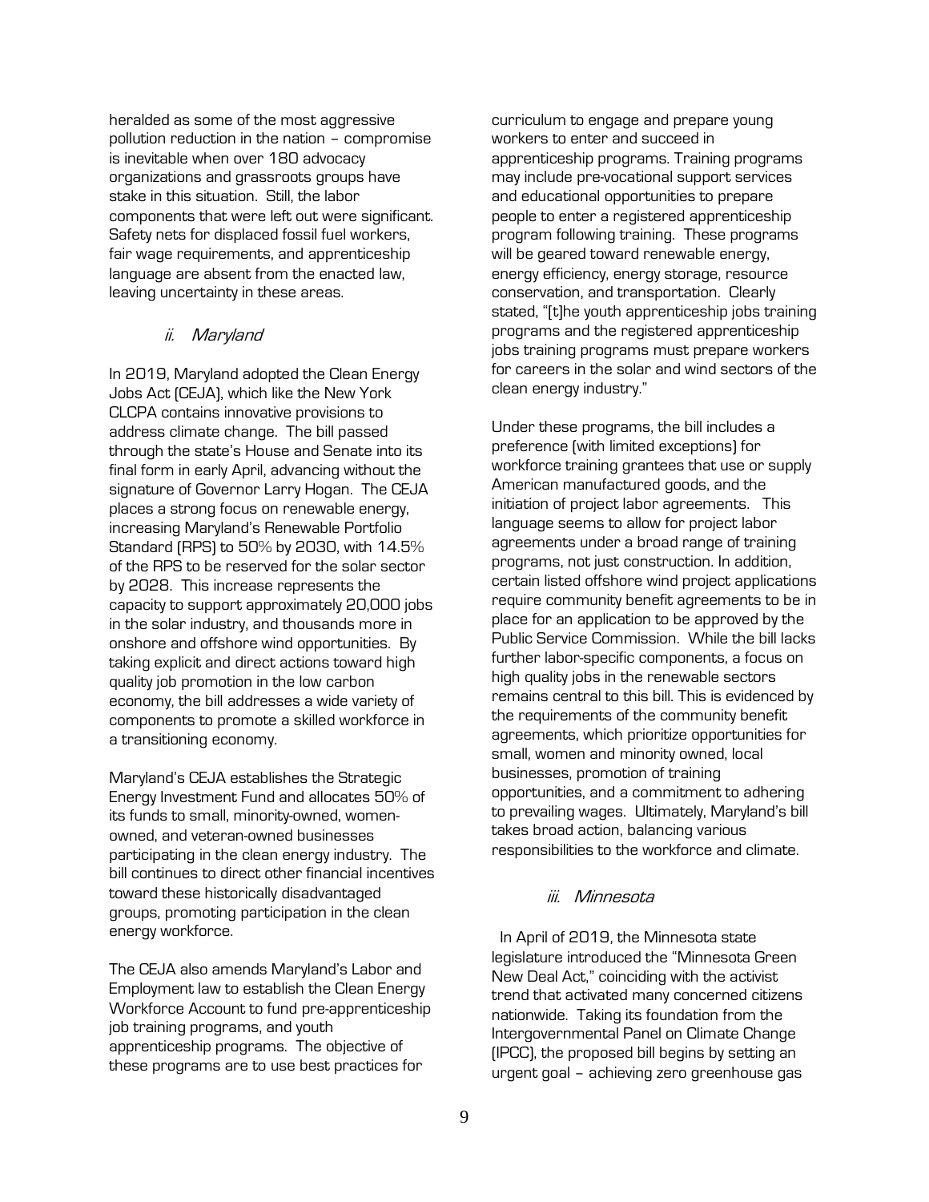heralded as some of the most aggressive pollution reduction in the nation – compromise is inevitable when over 180 advocacy organizations and grassroots groups have stake in this situation. Still, the labor components that were left out were significant. Safety nets for displaced fossil fuel workers, fair wage requirements, and apprenticeship language are absent from the enacted law, leaving uncertainty in these areas.

### *ii. Maryland*

In 2019, Maryland adopted the Clean Energy Jobs Act (CEJA), which like the New York CLCPA contains innovative provisions to address climate change. The bill passed through the state's House and Senate into its final form in early April, advancing without the signature of Governor Larry Hogan. The CEJA places a strong focus on renewable energy, increasing Maryland's Renewable Portfolio Standard (RPS) to 50% by 2030, with 14.5% of the RPS to be reserved for the solar sector by 2028. This increase represents the capacity to support approximately 20,000 jobs in the solar industry, and thousands more in onshore and offshore wind opportunities. By taking explicit and direct actions toward high quality job promotion in the low carbon economy, the bill addresses a wide variety of components to promote a skilled workforce in a transitioning economy.

Maryland's CEJA establishes the Strategic Energy Investment Fund and allocates 50% of its funds to small, minority-owned, women-owned, and veteran-owned businesses participating in the clean energy industry. The bill continues to direct other financial incentives toward these historically disadvantaged groups, promoting participation in the clean energy workforce.

The CEJA also amends Maryland's Labor and Employment law to establish the Clean Energy Workforce Account to fund pre-apprenticeship job training programs, and youth apprenticeship programs. The objective of these programs are to use best practices for curriculum to engage and prepare young workers to enter and succeed in apprenticeship programs. Training programs may include pre-vocational support services and educational opportunities to prepare people to enter a registered apprenticeship program following training. These programs will be geared toward renewable energy, energy efficiency, energy storage, resource conservation, and transportation. Clearly stated, "[t]he youth apprenticeship jobs training programs and the registered apprenticeship jobs training programs must prepare workers for careers in the solar and wind sectors of the clean energy industry."

Under these programs, the bill includes a preference (with limited exceptions) for workforce training grantees that use or supply American manufactured goods, and the initiation of project labor agreements. This language seems to allow for project labor agreements under a broad range of training programs, not just construction. In addition, certain listed offshore wind project applications require community benefit agreements to be in place for an application to be approved by the Public Service Commission. While the bill lacks further labor-specific components, a focus on high quality jobs in the renewable sectors remains central to this bill. This is evidenced by the requirements of the community benefit agreements, which prioritize opportunities for small, women and minority owned, local businesses, promotion of training opportunities, and a commitment to adhering to prevailing wages. Ultimately, Maryland's bill takes broad action, balancing various responsibilities to the workforce and climate.

### *iii. Minnesota*

In April of 2019, the Minnesota state legislature introduced the "Minnesota Green New Deal Act," coinciding with the activist trend that activated many concerned citizens nationwide. Taking its foundation from the Intergovernmental Panel on Climate Change (IPCC), the proposed bill begins by setting an urgent goal – achieving zero greenhouse gas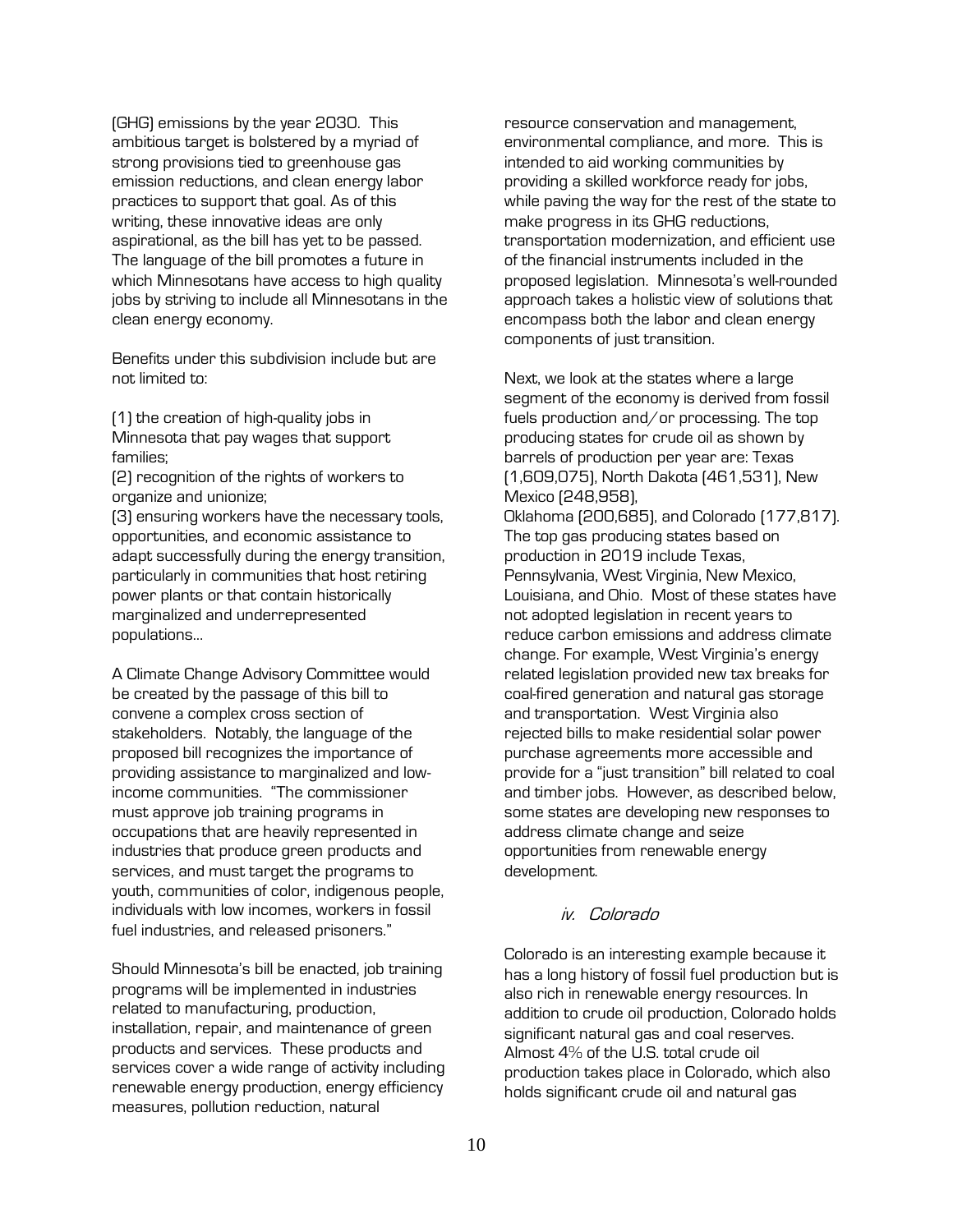(GHG) emissions by the year 2030. This ambitious target is bolstered by a myriad of strong provisions tied to greenhouse gas emission reductions, and clean energy labor practices to support that goal. As of this writing, these innovative ideas are only aspirational, as the bill has yet to be passed. The language of the bill promotes a future in which Minnesotans have access to high quality jobs by striving to include all Minnesotans in the clean energy economy.

Benefits under this subdivision include but are not limited to:

(1) the creation of high-quality jobs in Minnesota that pay wages that support families;
(2) recognition of the rights of workers to organize and unionize;
(3) ensuring workers have the necessary tools, opportunities, and economic assistance to adapt successfully during the energy transition, particularly in communities that host retiring power plants or that contain historically marginalized and underrepresented populations…

A Climate Change Advisory Committee would be created by the passage of this bill to convene a complex cross section of stakeholders. Notably, the language of the proposed bill recognizes the importance of providing assistance to marginalized and low-income communities. "The commissioner must approve job training programs in occupations that are heavily represented in industries that produce green products and services, and must target the programs to youth, communities of color, indigenous people, individuals with low incomes, workers in fossil fuel industries, and released prisoners."

Should Minnesota's bill be enacted, job training programs will be implemented in industries related to manufacturing, production, installation, repair, and maintenance of green products and services. These products and services cover a wide range of activity including renewable energy production, energy efficiency measures, pollution reduction, natural resource conservation and management, environmental compliance, and more. This is intended to aid working communities by providing a skilled workforce ready for jobs, while paving the way for the rest of the state to make progress in its GHG reductions, transportation modernization, and efficient use of the financial instruments included in the proposed legislation. Minnesota's well-rounded approach takes a holistic view of solutions that encompass both the labor and clean energy components of just transition.

Next, we look at the states where a large segment of the economy is derived from fossil fuels production and/or processing. The top producing states for crude oil as shown by barrels of production per year are: Texas (1,609,075), North Dakota (461,531), New Mexico (248,958), Oklahoma (200,685), and Colorado (177,817). The top gas producing states based on production in 2019 include Texas, Pennsylvania, West Virginia, New Mexico, Louisiana, and Ohio. Most of these states have not adopted legislation in recent years to reduce carbon emissions and address climate change. For example, West Virginia's energy related legislation provided new tax breaks for coal-fired generation and natural gas storage and transportation. West Virginia also rejected bills to make residential solar power purchase agreements more accessible and provide for a "just transition" bill related to coal and timber jobs. However, as described below, some states are developing new responses to address climate change and seize opportunities from renewable energy development.

#### *iv. Colorado*

Colorado is an interesting example because it has a long history of fossil fuel production but is also rich in renewable energy resources. In addition to crude oil production, Colorado holds significant natural gas and coal reserves. Almost 4% of the U.S. total crude oil production takes place in Colorado, which also holds significant crude oil and natural gas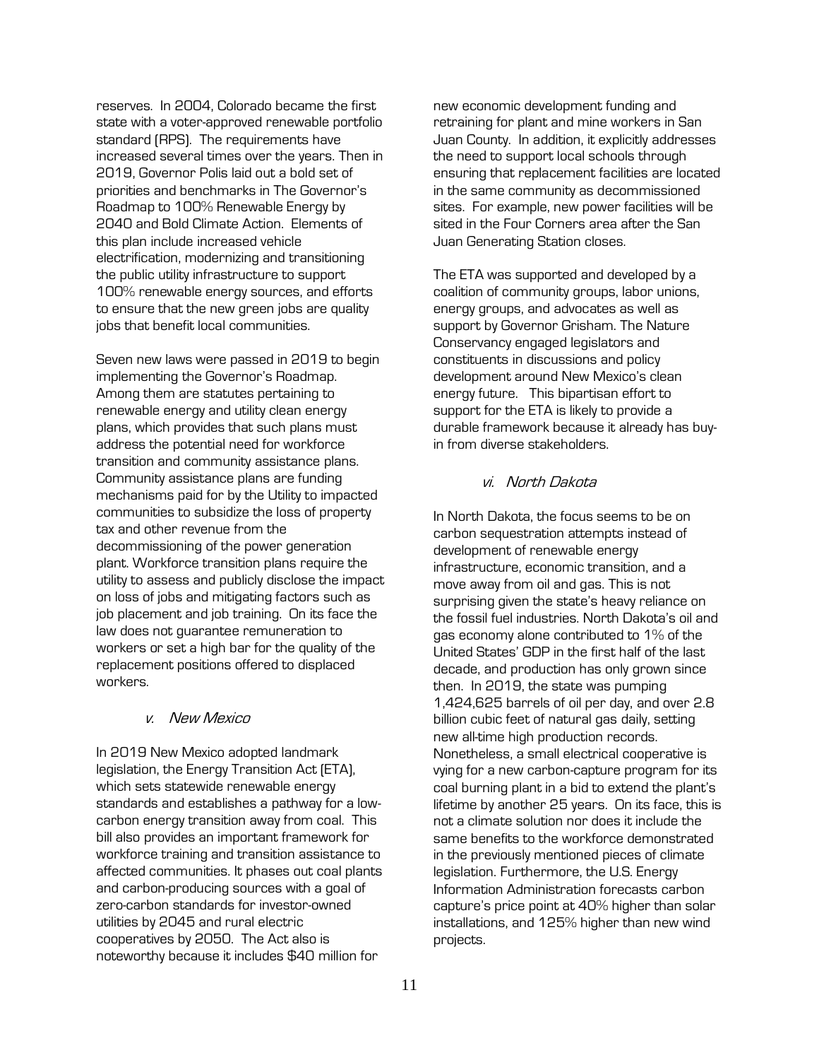reserves. In 2004, Colorado became the first state with a voter-approved renewable portfolio standard (RPS). The requirements have increased several times over the years. Then in 2019, Governor Polis laid out a bold set of priorities and benchmarks in The Governor's Roadmap to 100% Renewable Energy by 2040 and Bold Climate Action. Elements of this plan include increased vehicle electrification, modernizing and transitioning the public utility infrastructure to support 100% renewable energy sources, and efforts to ensure that the new green jobs are quality jobs that benefit local communities.

Seven new laws were passed in 2019 to begin implementing the Governor's Roadmap. Among them are statutes pertaining to renewable energy and utility clean energy plans, which provides that such plans must address the potential need for workforce transition and community assistance plans. Community assistance plans are funding mechanisms paid for by the Utility to impacted communities to subsidize the loss of property tax and other revenue from the decommissioning of the power generation plant. Workforce transition plans require the utility to assess and publicly disclose the impact on loss of jobs and mitigating factors such as job placement and job training. On its face the law does not guarantee remuneration to workers or set a high bar for the quality of the replacement positions offered to displaced workers.

#### *v. New Mexico*

In 2019 New Mexico adopted landmark legislation, the Energy Transition Act (ETA), which sets statewide renewable energy standards and establishes a pathway for a low-carbon energy transition away from coal. This bill also provides an important framework for workforce training and transition assistance to affected communities. It phases out coal plants and carbon-producing sources with a goal of zero-carbon standards for investor-owned utilities by 2045 and rural electric cooperatives by 2050. The Act also is noteworthy because it includes $40 million for new economic development funding and retraining for plant and mine workers in San Juan County. In addition, it explicitly addresses the need to support local schools through ensuring that replacement facilities are located in the same community as decommissioned sites. For example, new power facilities will be sited in the Four Corners area after the San Juan Generating Station closes.

The ETA was supported and developed by a coalition of community groups, labor unions, energy groups, and advocates as well as support by Governor Grisham. The Nature Conservancy engaged legislators and constituents in discussions and policy development around New Mexico's clean energy future. This bipartisan effort to support for the ETA is likely to provide a durable framework because it already has buy-in from diverse stakeholders.

#### *vi. North Dakota*

In North Dakota, the focus seems to be on carbon sequestration attempts instead of development of renewable energy infrastructure, economic transition, and a move away from oil and gas. This is not surprising given the state's heavy reliance on the fossil fuel industries. North Dakota's oil and gas economy alone contributed to 1% of the United States' GDP in the first half of the last decade, and production has only grown since then. In 2019, the state was pumping 1,424,625 barrels of oil per day, and over 2.8 billion cubic feet of natural gas daily, setting new all-time high production records. Nonetheless, a small electrical cooperative is vying for a new carbon-capture program for its coal burning plant in a bid to extend the plant's lifetime by another 25 years. On its face, this is not a climate solution nor does it include the same benefits to the workforce demonstrated in the previously mentioned pieces of climate legislation. Furthermore, the U.S. Energy Information Administration forecasts carbon capture's price point at 40% higher than solar installations, and 125% higher than new wind projects.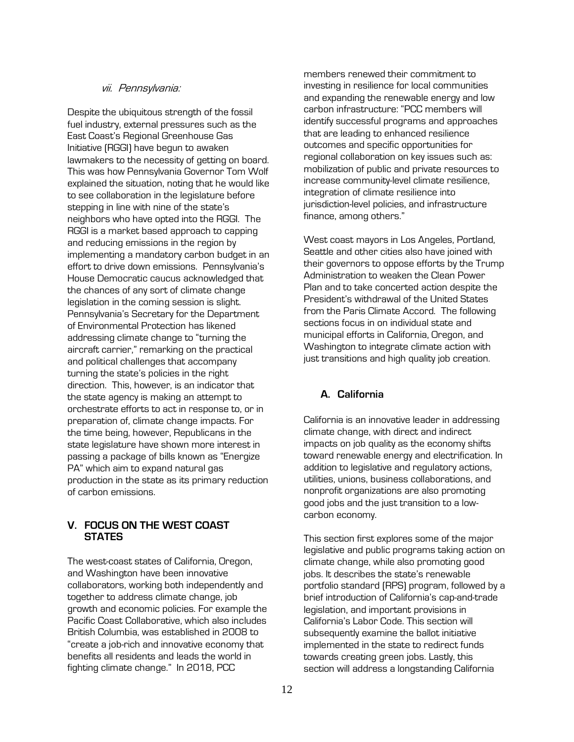*vii. Pennsylvania:*

Despite the ubiquitous strength of the fossil fuel industry, external pressures such as the East Coast's Regional Greenhouse Gas Initiative (RGGI) have begun to awaken lawmakers to the necessity of getting on board. This was how Pennsylvania Governor Tom Wolf explained the situation, noting that he would like to see collaboration in the legislature before stepping in line with nine of the state's neighbors who have opted into the RGGI. The RGGI is a market based approach to capping and reducing emissions in the region by implementing a mandatory carbon budget in an effort to drive down emissions. Pennsylvania's House Democratic caucus acknowledged that the chances of any sort of climate change legislation in the coming session is slight. Pennsylvania's Secretary for the Department of Environmental Protection has likened addressing climate change to "turning the aircraft carrier," remarking on the practical and political challenges that accompany turning the state's policies in the right direction. This, however, is an indicator that the state agency is making an attempt to orchestrate efforts to act in response to, or in preparation of, climate change impacts. For the time being, however, Republicans in the state legislature have shown more interest in passing a package of bills known as "Energize PA" which aim to expand natural gas production in the state as its primary reduction of carbon emissions.

## V. FOCUS ON THE WEST COAST STATES

The west-coast states of California, Oregon, and Washington have been innovative collaborators, working both independently and together to address climate change, job growth and economic policies. For example the Pacific Coast Collaborative, which also includes British Columbia, was established in 2008 to "create a job-rich and innovative economy that benefits all residents and leads the world in fighting climate change." In 2018, PCC members renewed their commitment to investing in resilience for local communities and expanding the renewable energy and low carbon infrastructure: "PCC members will identify successful programs and approaches that are leading to enhanced resilience outcomes and specific opportunities for regional collaboration on key issues such as: mobilization of public and private resources to increase community-level climate resilience, integration of climate resilience into jurisdiction-level policies, and infrastructure finance, among others."

West coast mayors in Los Angeles, Portland, Seattle and other cities also have joined with their governors to oppose efforts by the Trump Administration to weaken the Clean Power Plan and to take concerted action despite the President's withdrawal of the United States from the Paris Climate Accord. The following sections focus in on individual state and municipal efforts in California, Oregon, and Washington to integrate climate action with just transitions and high quality job creation.

### A. California

California is an innovative leader in addressing climate change, with direct and indirect impacts on job quality as the economy shifts toward renewable energy and electrification. In addition to legislative and regulatory actions, utilities, unions, business collaborations, and nonprofit organizations are also promoting good jobs and the just transition to a low-carbon economy.

This section first explores some of the major legislative and public programs taking action on climate change, while also promoting good jobs. It describes the state's renewable portfolio standard (RPS) program, followed by a brief introduction of California's cap-and-trade legislation, and important provisions in California's Labor Code. This section will subsequently examine the ballot initiative implemented in the state to redirect funds towards creating green jobs. Lastly, this section will address a longstanding California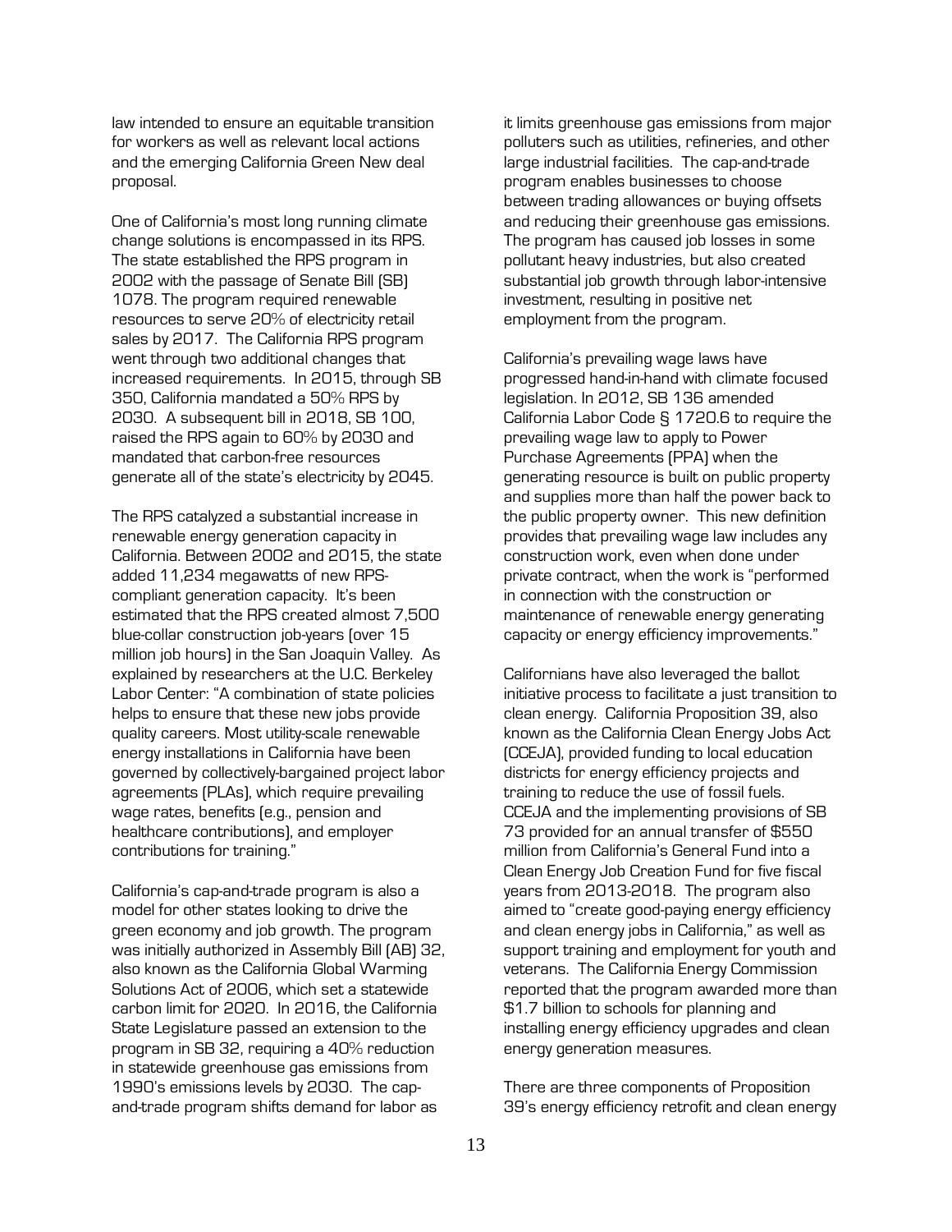law intended to ensure an equitable transition for workers as well as relevant local actions and the emerging California Green New deal proposal.

One of California's most long running climate change solutions is encompassed in its RPS. The state established the RPS program in 2002 with the passage of Senate Bill (SB) 1078. The program required renewable resources to serve 20% of electricity retail sales by 2017. The California RPS program went through two additional changes that increased requirements. In 2015, through SB 350, California mandated a 50% RPS by 2030. A subsequent bill in 2018, SB 100, raised the RPS again to 60% by 2030 and mandated that carbon-free resources generate all of the state's electricity by 2045.

The RPS catalyzed a substantial increase in renewable energy generation capacity in California. Between 2002 and 2015, the state added 11,234 megawatts of new RPS-compliant generation capacity. It's been estimated that the RPS created almost 7,500 blue-collar construction job-years (over 15 million job hours) in the San Joaquin Valley. As explained by researchers at the U.C. Berkeley Labor Center: "A combination of state policies helps to ensure that these new jobs provide quality careers. Most utility-scale renewable energy installations in California have been governed by collectively-bargained project labor agreements (PLAs), which require prevailing wage rates, benefits (e.g., pension and healthcare contributions), and employer contributions for training."

California's cap-and-trade program is also a model for other states looking to drive the green economy and job growth. The program was initially authorized in Assembly Bill (AB) 32, also known as the California Global Warming Solutions Act of 2006, which set a statewide carbon limit for 2020. In 2016, the California State Legislature passed an extension to the program in SB 32, requiring a 40% reduction in statewide greenhouse gas emissions from 1990's emissions levels by 2030. The cap-and-trade program shifts demand for labor as it limits greenhouse gas emissions from major polluters such as utilities, refineries, and other large industrial facilities. The cap-and-trade program enables businesses to choose between trading allowances or buying offsets and reducing their greenhouse gas emissions. The program has caused job losses in some pollutant heavy industries, but also created substantial job growth through labor-intensive investment, resulting in positive net employment from the program.

California's prevailing wage laws have progressed hand-in-hand with climate focused legislation. In 2012, SB 136 amended California Labor Code § 1720.6 to require the prevailing wage law to apply to Power Purchase Agreements (PPA) when the generating resource is built on public property and supplies more than half the power back to the public property owner. This new definition provides that prevailing wage law includes any construction work, even when done under private contract, when the work is "performed in connection with the construction or maintenance of renewable energy generating capacity or energy efficiency improvements."

Californians have also leveraged the ballot initiative process to facilitate a just transition to clean energy. California Proposition 39, also known as the California Clean Energy Jobs Act (CCEJA), provided funding to local education districts for energy efficiency projects and training to reduce the use of fossil fuels. CCEJA and the implementing provisions of SB 73 provided for an annual transfer of $550 million from California's General Fund into a Clean Energy Job Creation Fund for five fiscal years from 2013-2018. The program also aimed to "create good-paying energy efficiency and clean energy jobs in California," as well as support training and employment for youth and veterans. The California Energy Commission reported that the program awarded more than $1.7 billion to schools for planning and installing energy efficiency upgrades and clean energy generation measures.

There are three components of Proposition 39's energy efficiency retrofit and clean energy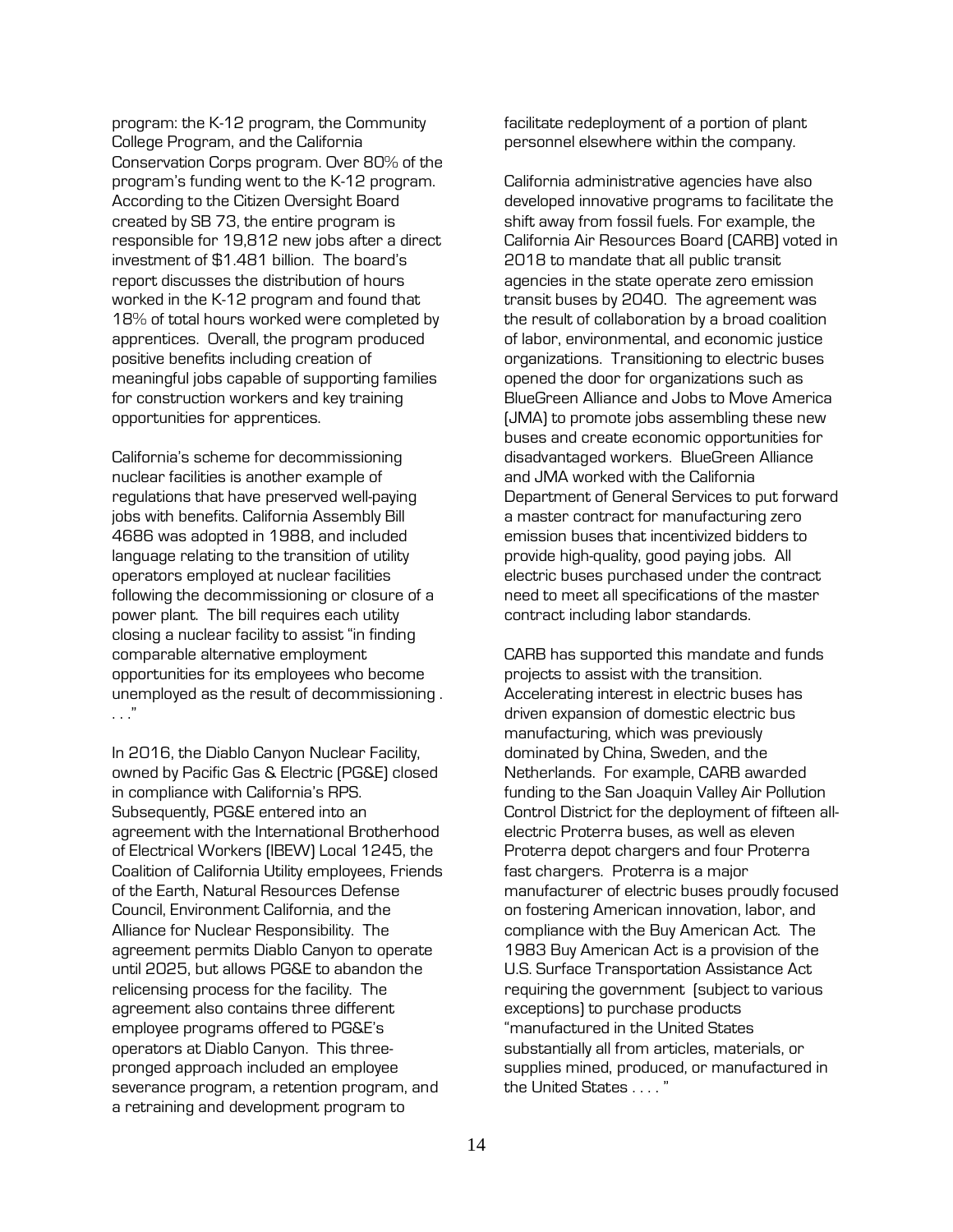program: the K-12 program, the Community College Program, and the California Conservation Corps program. Over 80% of the program's funding went to the K-12 program. According to the Citizen Oversight Board created by SB 73, the entire program is responsible for 19,812 new jobs after a direct investment of $1.481 billion. The board's report discusses the distribution of hours worked in the K-12 program and found that 18% of total hours worked were completed by apprentices. Overall, the program produced positive benefits including creation of meaningful jobs capable of supporting families for construction workers and key training opportunities for apprentices.

California's scheme for decommissioning nuclear facilities is another example of regulations that have preserved well-paying jobs with benefits. California Assembly Bill 4686 was adopted in 1988, and included language relating to the transition of utility operators employed at nuclear facilities following the decommissioning or closure of a power plant. The bill requires each utility closing a nuclear facility to assist "in finding comparable alternative employment opportunities for its employees who become unemployed as the result of decommissioning . . . ."

In 2016, the Diablo Canyon Nuclear Facility, owned by Pacific Gas & Electric (PG&E) closed in compliance with California's RPS. Subsequently, PG&E entered into an agreement with the International Brotherhood of Electrical Workers (IBEW) Local 1245, the Coalition of California Utility employees, Friends of the Earth, Natural Resources Defense Council, Environment California, and the Alliance for Nuclear Responsibility. The agreement permits Diablo Canyon to operate until 2025, but allows PG&E to abandon the relicensing process for the facility. The agreement also contains three different employee programs offered to PG&E's operators at Diablo Canyon. This three-pronged approach included an employee severance program, a retention program, and a retraining and development program to facilitate redeployment of a portion of plant personnel elsewhere within the company.

California administrative agencies have also developed innovative programs to facilitate the shift away from fossil fuels. For example, the California Air Resources Board (CARB) voted in 2018 to mandate that all public transit agencies in the state operate zero emission transit buses by 2040. The agreement was the result of collaboration by a broad coalition of labor, environmental, and economic justice organizations. Transitioning to electric buses opened the door for organizations such as BlueGreen Alliance and Jobs to Move America (JMA) to promote jobs assembling these new buses and create economic opportunities for disadvantaged workers. BlueGreen Alliance and JMA worked with the California Department of General Services to put forward a master contract for manufacturing zero emission buses that incentivized bidders to provide high-quality, good paying jobs. All electric buses purchased under the contract need to meet all specifications of the master contract including labor standards.

CARB has supported this mandate and funds projects to assist with the transition. Accelerating interest in electric buses has driven expansion of domestic electric bus manufacturing, which was previously dominated by China, Sweden, and the Netherlands. For example, CARB awarded funding to the San Joaquin Valley Air Pollution Control District for the deployment of fifteen all-electric Proterra buses, as well as eleven Proterra depot chargers and four Proterra fast chargers. Proterra is a major manufacturer of electric buses proudly focused on fostering American innovation, labor, and compliance with the Buy American Act. The 1983 Buy American Act is a provision of the U.S. Surface Transportation Assistance Act requiring the government (subject to various exceptions) to purchase products "manufactured in the United States substantially all from articles, materials, or supplies mined, produced, or manufactured in the United States . . . . "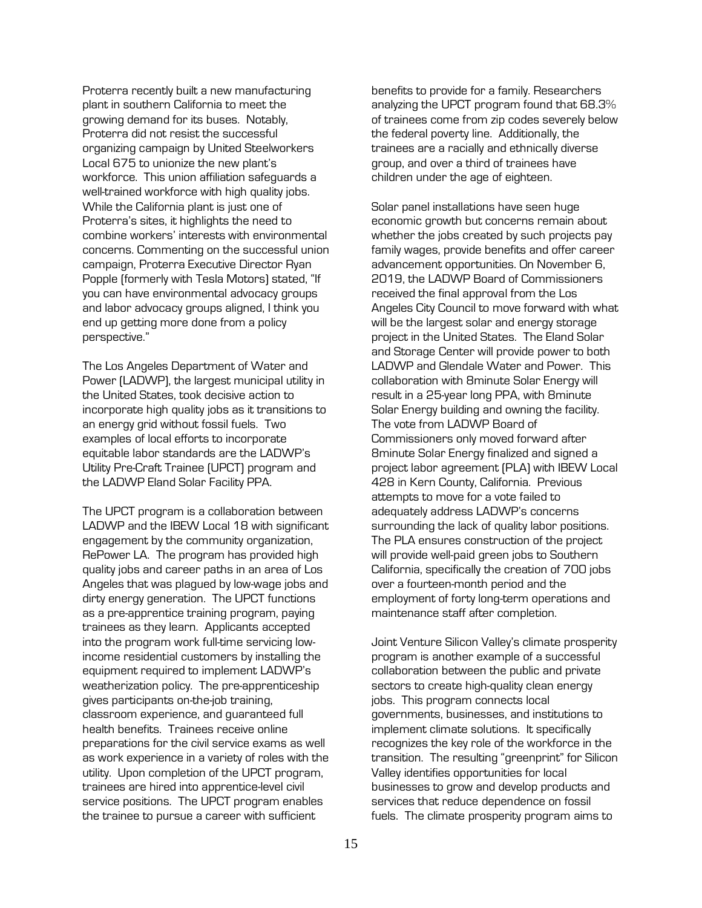Proterra recently built a new manufacturing plant in southern California to meet the growing demand for its buses. Notably, Proterra did not resist the successful organizing campaign by United Steelworkers Local 675 to unionize the new plant's workforce. This union affiliation safeguards a well-trained workforce with high quality jobs. While the California plant is just one of Proterra's sites, it highlights the need to combine workers' interests with environmental concerns. Commenting on the successful union campaign, Proterra Executive Director Ryan Popple (formerly with Tesla Motors) stated, "If you can have environmental advocacy groups and labor advocacy groups aligned, I think you end up getting more done from a policy perspective."

The Los Angeles Department of Water and Power (LADWP), the largest municipal utility in the United States, took decisive action to incorporate high quality jobs as it transitions to an energy grid without fossil fuels. Two examples of local efforts to incorporate equitable labor standards are the LADWP's Utility Pre-Craft Trainee (UPCT) program and the LADWP Eland Solar Facility PPA.

The UPCT program is a collaboration between LADWP and the IBEW Local 18 with significant engagement by the community organization, RePower LA. The program has provided high quality jobs and career paths in an area of Los Angeles that was plagued by low-wage jobs and dirty energy generation. The UPCT functions as a pre-apprentice training program, paying trainees as they learn. Applicants accepted into the program work full-time servicing low-income residential customers by installing the equipment required to implement LADWP's weatherization policy. The pre-apprenticeship gives participants on-the-job training, classroom experience, and guaranteed full health benefits. Trainees receive online preparations for the civil service exams as well as work experience in a variety of roles with the utility. Upon completion of the UPCT program, trainees are hired into apprentice-level civil service positions. The UPCT program enables the trainee to pursue a career with sufficient benefits to provide for a family. Researchers analyzing the UPCT program found that 68.3% of trainees come from zip codes severely below the federal poverty line. Additionally, the trainees are a racially and ethnically diverse group, and over a third of trainees have children under the age of eighteen.

Solar panel installations have seen huge economic growth but concerns remain about whether the jobs created by such projects pay family wages, provide benefits and offer career advancement opportunities. On November 6, 2019, the LADWP Board of Commissioners received the final approval from the Los Angeles City Council to move forward with what will be the largest solar and energy storage project in the United States. The Eland Solar and Storage Center will provide power to both LADWP and Glendale Water and Power. This collaboration with 8minute Solar Energy will result in a 25-year long PPA, with 8minute Solar Energy building and owning the facility. The vote from LADWP Board of Commissioners only moved forward after 8minute Solar Energy finalized and signed a project labor agreement (PLA) with IBEW Local 428 in Kern County, California. Previous attempts to move for a vote failed to adequately address LADWP's concerns surrounding the lack of quality labor positions. The PLA ensures construction of the project will provide well-paid green jobs to Southern California, specifically the creation of 700 jobs over a fourteen-month period and the employment of forty long-term operations and maintenance staff after completion.

Joint Venture Silicon Valley's climate prosperity program is another example of a successful collaboration between the public and private sectors to create high-quality clean energy jobs. This program connects local governments, businesses, and institutions to implement climate solutions. It specifically recognizes the key role of the workforce in the transition. The resulting "greenprint" for Silicon Valley identifies opportunities for local businesses to grow and develop products and services that reduce dependence on fossil fuels. The climate prosperity program aims to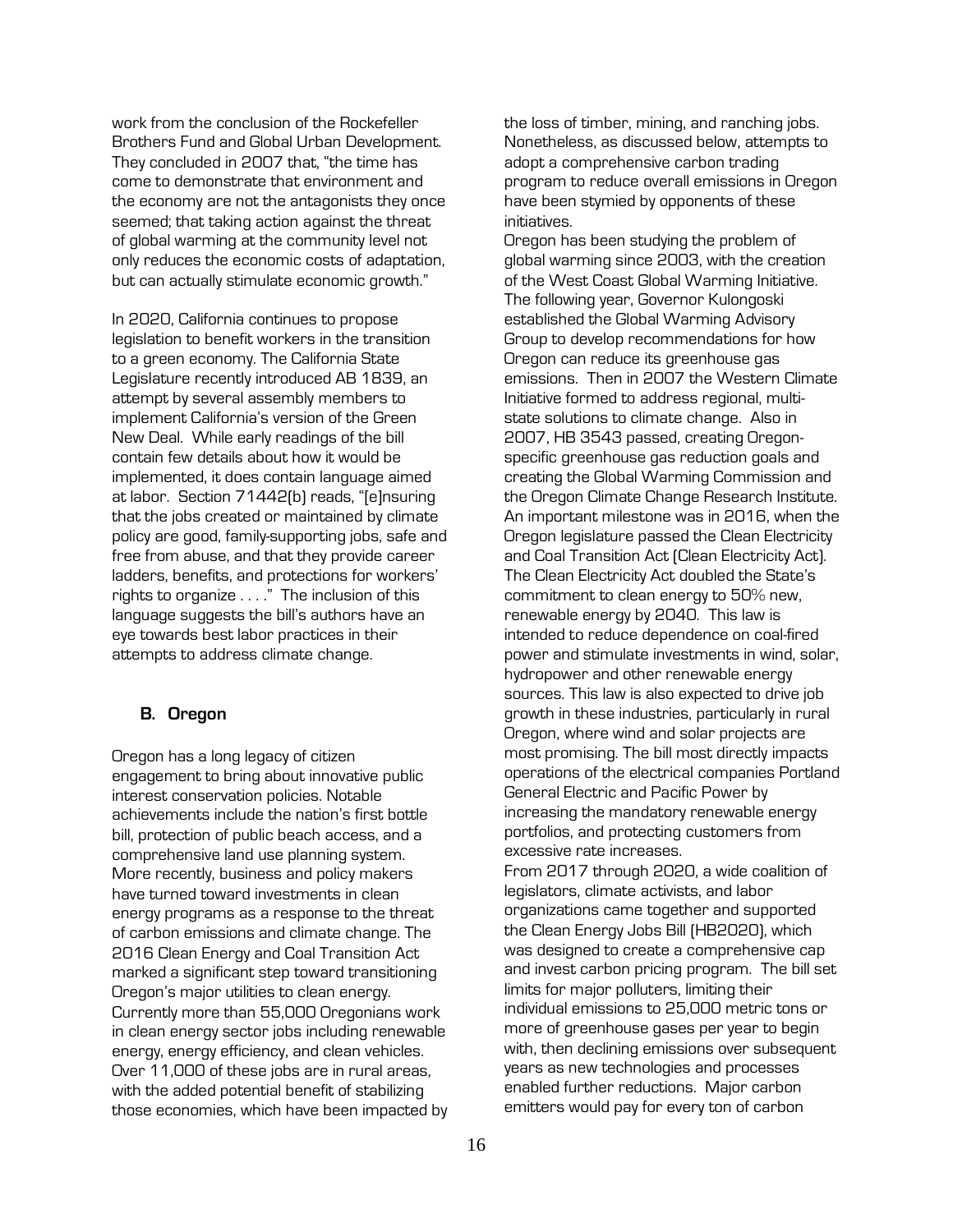work from the conclusion of the Rockefeller Brothers Fund and Global Urban Development. They concluded in 2007 that, "the time has come to demonstrate that environment and the economy are not the antagonists they once seemed; that taking action against the threat of global warming at the community level not only reduces the economic costs of adaptation, but can actually stimulate economic growth."

In 2020, California continues to propose legislation to benefit workers in the transition to a green economy. The California State Legislature recently introduced AB 1839, an attempt by several assembly members to implement California's version of the Green New Deal. While early readings of the bill contain few details about how it would be implemented, it does contain language aimed at labor. Section 71442(b) reads, "[e]nsuring that the jobs created or maintained by climate policy are good, family-supporting jobs, safe and free from abuse, and that they provide career ladders, benefits, and protections for workers' rights to organize . . . ." The inclusion of this language suggests the bill's authors have an eye towards best labor practices in their attempts to address climate change.

### B. Oregon

Oregon has a long legacy of citizen engagement to bring about innovative public interest conservation policies. Notable achievements include the nation's first bottle bill, protection of public beach access, and a comprehensive land use planning system. More recently, business and policy makers have turned toward investments in clean energy programs as a response to the threat of carbon emissions and climate change. The 2016 Clean Energy and Coal Transition Act marked a significant step toward transitioning Oregon's major utilities to clean energy. Currently more than 55,000 Oregonians work in clean energy sector jobs including renewable energy, energy efficiency, and clean vehicles. Over 11,000 of these jobs are in rural areas, with the added potential benefit of stabilizing those economies, which have been impacted by the loss of timber, mining, and ranching jobs. Nonetheless, as discussed below, attempts to adopt a comprehensive carbon trading program to reduce overall emissions in Oregon have been stymied by opponents of these initiatives.

Oregon has been studying the problem of global warming since 2003, with the creation of the West Coast Global Warming Initiative. The following year, Governor Kulongoski established the Global Warming Advisory Group to develop recommendations for how Oregon can reduce its greenhouse gas emissions. Then in 2007 the Western Climate Initiative formed to address regional, multi-state solutions to climate change. Also in 2007, HB 3543 passed, creating Oregon-specific greenhouse gas reduction goals and creating the Global Warming Commission and the Oregon Climate Change Research Institute. An important milestone was in 2016, when the Oregon legislature passed the Clean Electricity and Coal Transition Act (Clean Electricity Act). The Clean Electricity Act doubled the State's commitment to clean energy to 50% new, renewable energy by 2040. This law is intended to reduce dependence on coal-fired power and stimulate investments in wind, solar, hydropower and other renewable energy sources. This law is also expected to drive job growth in these industries, particularly in rural Oregon, where wind and solar projects are most promising. The bill most directly impacts operations of the electrical companies Portland General Electric and Pacific Power by increasing the mandatory renewable energy portfolios, and protecting customers from excessive rate increases.

From 2017 through 2020, a wide coalition of legislators, climate activists, and labor organizations came together and supported the Clean Energy Jobs Bill (HB2020), which was designed to create a comprehensive cap and invest carbon pricing program. The bill set limits for major polluters, limiting their individual emissions to 25,000 metric tons or more of greenhouse gases per year to begin with, then declining emissions over subsequent years as new technologies and processes enabled further reductions. Major carbon emitters would pay for every ton of carbon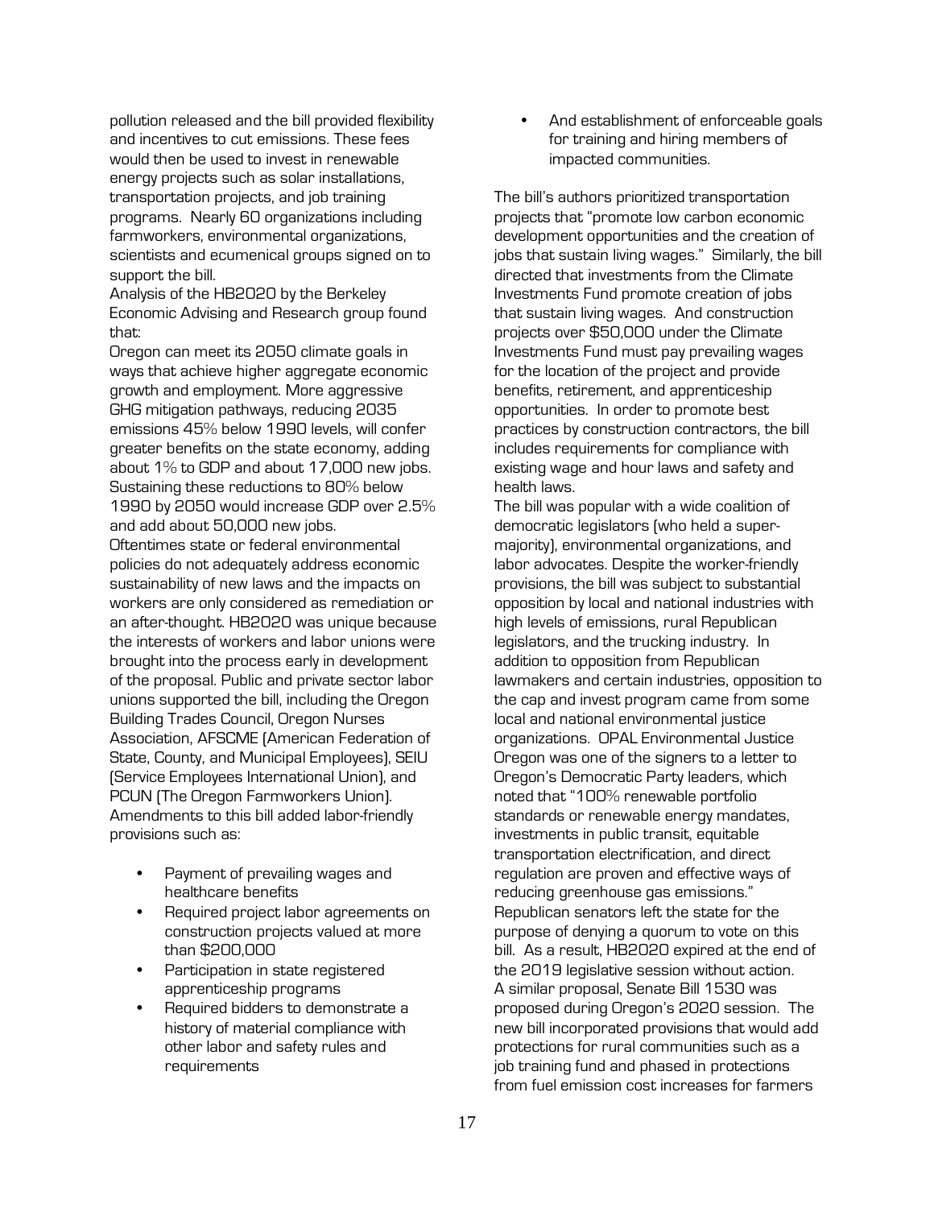pollution released and the bill provided flexibility and incentives to cut emissions. These fees would then be used to invest in renewable energy projects such as solar installations, transportation projects, and job training programs. Nearly 60 organizations including farmworkers, environmental organizations, scientists and ecumenical groups signed on to support the bill.

Analysis of the HB2020 by the Berkeley Economic Advising and Research group found that:

Oregon can meet its 2050 climate goals in ways that achieve higher aggregate economic growth and employment. More aggressive GHG mitigation pathways, reducing 2035 emissions 45% below 1990 levels, will confer greater benefits on the state economy, adding about 1% to GDP and about 17,000 new jobs. Sustaining these reductions to 80% below 1990 by 2050 would increase GDP over 2.5% and add about 50,000 new jobs.

Oftentimes state or federal environmental policies do not adequately address economic sustainability of new laws and the impacts on workers are only considered as remediation or an after-thought. HB2020 was unique because the interests of workers and labor unions were brought into the process early in development of the proposal. Public and private sector labor unions supported the bill, including the Oregon Building Trades Council, Oregon Nurses Association, AFSCME (American Federation of State, County, and Municipal Employees), SEIU (Service Employees International Union), and PCUN (The Oregon Farmworkers Union). Amendments to this bill added labor-friendly provisions such as:

- Payment of prevailing wages and healthcare benefits
- Required project labor agreements on construction projects valued at more than $200,000
- Participation in state registered apprenticeship programs
- Required bidders to demonstrate a history of material compliance with other labor and safety rules and requirements
- And establishment of enforceable goals for training and hiring members of impacted communities.

The bill's authors prioritized transportation projects that "promote low carbon economic development opportunities and the creation of jobs that sustain living wages." Similarly, the bill directed that investments from the Climate Investments Fund promote creation of jobs that sustain living wages. And construction projects over $50,000 under the Climate Investments Fund must pay prevailing wages for the location of the project and provide benefits, retirement, and apprenticeship opportunities. In order to promote best practices by construction contractors, the bill includes requirements for compliance with existing wage and hour laws and safety and health laws.

The bill was popular with a wide coalition of democratic legislators (who held a super-majority), environmental organizations, and labor advocates. Despite the worker-friendly provisions, the bill was subject to substantial opposition by local and national industries with high levels of emissions, rural Republican legislators, and the trucking industry. In addition to opposition from Republican lawmakers and certain industries, opposition to the cap and invest program came from some local and national environmental justice organizations. OPAL Environmental Justice Oregon was one of the signers to a letter to Oregon's Democratic Party leaders, which noted that "100% renewable portfolio standards or renewable energy mandates, investments in public transit, equitable transportation electrification, and direct regulation are proven and effective ways of reducing greenhouse gas emissions."

Republican senators left the state for the purpose of denying a quorum to vote on this bill. As a result, HB2020 expired at the end of the 2019 legislative session without action.

A similar proposal, Senate Bill 1530 was proposed during Oregon's 2020 session. The new bill incorporated provisions that would add protections for rural communities such as a job training fund and phased in protections from fuel emission cost increases for farmers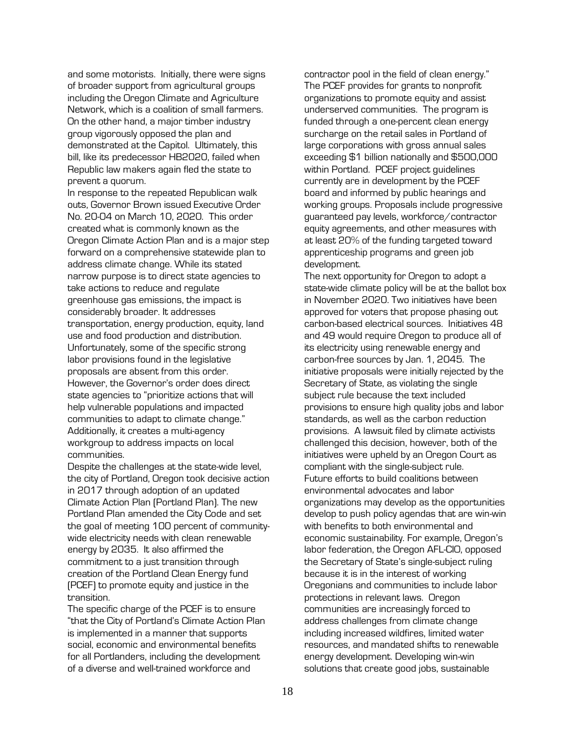and some motorists. Initially, there were signs of broader support from agricultural groups including the Oregon Climate and Agriculture Network, which is a coalition of small farmers. On the other hand, a major timber industry group vigorously opposed the plan and demonstrated at the Capitol. Ultimately, this bill, like its predecessor HB2020, failed when Republic law makers again fled the state to prevent a quorum.

In response to the repeated Republican walk outs, Governor Brown issued Executive Order No. 20-04 on March 10, 2020. This order created what is commonly known as the Oregon Climate Action Plan and is a major step forward on a comprehensive statewide plan to address climate change. While its stated narrow purpose is to direct state agencies to take actions to reduce and regulate greenhouse gas emissions, the impact is considerably broader. It addresses transportation, energy production, equity, land use and food production and distribution. Unfortunately, some of the specific strong labor provisions found in the legislative proposals are absent from this order. However, the Governor's order does direct state agencies to "prioritize actions that will help vulnerable populations and impacted communities to adapt to climate change." Additionally, it creates a multi-agency workgroup to address impacts on local communities.

Despite the challenges at the state-wide level, the city of Portland, Oregon took decisive action in 2017 through adoption of an updated Climate Action Plan (Portland Plan). The new Portland Plan amended the City Code and set the goal of meeting 100 percent of community-wide electricity needs with clean renewable energy by 2035. It also affirmed the commitment to a just transition through creation of the Portland Clean Energy fund (PCEF) to promote equity and justice in the transition.

The specific charge of the PCEF is to ensure "that the City of Portland's Climate Action Plan is implemented in a manner that supports social, economic and environmental benefits for all Portlanders, including the development of a diverse and well-trained workforce and contractor pool in the field of clean energy." The PCEF provides for grants to nonprofit organizations to promote equity and assist underserved communities. The program is funded through a one-percent clean energy surcharge on the retail sales in Portland of large corporations with gross annual sales exceeding $1 billion nationally and $500,000 within Portland. PCEF project guidelines currently are in development by the PCEF board and informed by public hearings and working groups. Proposals include progressive guaranteed pay levels, workforce/contractor equity agreements, and other measures with at least 20% of the funding targeted toward apprenticeship programs and green job development.

The next opportunity for Oregon to adopt a state-wide climate policy will be at the ballot box in November 2020. Two initiatives have been approved for voters that propose phasing out carbon-based electrical sources. Initiatives 48 and 49 would require Oregon to produce all of its electricity using renewable energy and carbon-free sources by Jan. 1, 2045. The initiative proposals were initially rejected by the Secretary of State, as violating the single subject rule because the text included provisions to ensure high quality jobs and labor standards, as well as the carbon reduction provisions. A lawsuit filed by climate activists challenged this decision, however, both of the initiatives were upheld by an Oregon Court as compliant with the single-subject rule.

Future efforts to build coalitions between environmental advocates and labor organizations may develop as the opportunities develop to push policy agendas that are win-win with benefits to both environmental and economic sustainability. For example, Oregon's labor federation, the Oregon AFL-CIO, opposed the Secretary of State's single-subject ruling because it is in the interest of working Oregonians and communities to include labor protections in relevant laws. Oregon communities are increasingly forced to address challenges from climate change including increased wildfires, limited water resources, and mandated shifts to renewable energy development. Developing win-win solutions that create good jobs, sustainable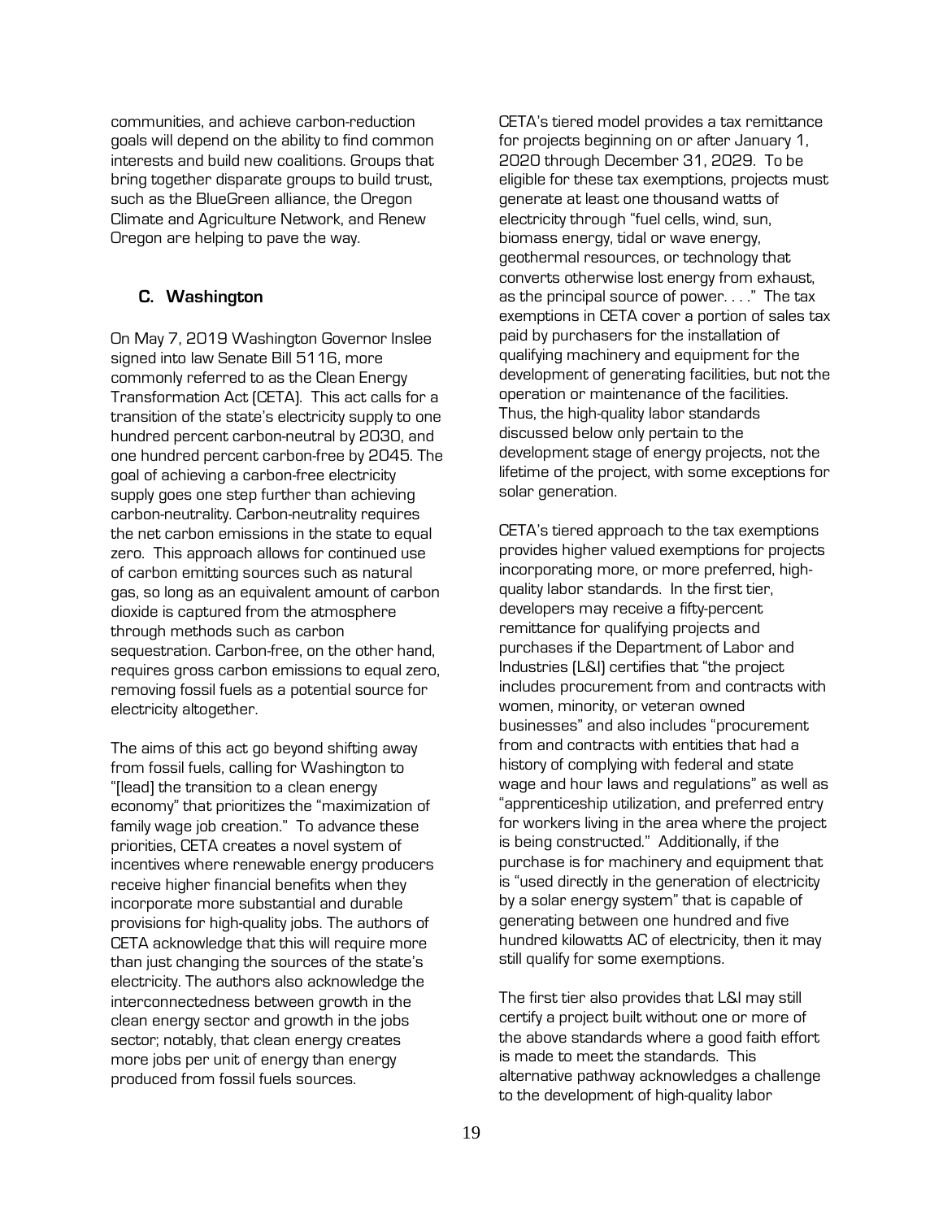communities, and achieve carbon-reduction goals will depend on the ability to find common interests and build new coalitions. Groups that bring together disparate groups to build trust, such as the BlueGreen alliance, the Oregon Climate and Agriculture Network, and Renew Oregon are helping to pave the way.

### C. Washington

On May 7, 2019 Washington Governor Inslee signed into law Senate Bill 5116, more commonly referred to as the Clean Energy Transformation Act (CETA). This act calls for a transition of the state's electricity supply to one hundred percent carbon-neutral by 2030, and one hundred percent carbon-free by 2045. The goal of achieving a carbon-free electricity supply goes one step further than achieving carbon-neutrality. Carbon-neutrality requires the net carbon emissions in the state to equal zero. This approach allows for continued use of carbon emitting sources such as natural gas, so long as an equivalent amount of carbon dioxide is captured from the atmosphere through methods such as carbon sequestration. Carbon-free, on the other hand, requires gross carbon emissions to equal zero, removing fossil fuels as a potential source for electricity altogether.

The aims of this act go beyond shifting away from fossil fuels, calling for Washington to "[lead] the transition to a clean energy economy" that prioritizes the "maximization of family wage job creation." To advance these priorities, CETA creates a novel system of incentives where renewable energy producers receive higher financial benefits when they incorporate more substantial and durable provisions for high-quality jobs. The authors of CETA acknowledge that this will require more than just changing the sources of the state's electricity. The authors also acknowledge the interconnectedness between growth in the clean energy sector and growth in the jobs sector; notably, that clean energy creates more jobs per unit of energy than energy produced from fossil fuels sources.

CETA's tiered model provides a tax remittance for projects beginning on or after January 1, 2020 through December 31, 2029. To be eligible for these tax exemptions, projects must generate at least one thousand watts of electricity through "fuel cells, wind, sun, biomass energy, tidal or wave energy, geothermal resources, or technology that converts otherwise lost energy from exhaust, as the principal source of power. . . ." The tax exemptions in CETA cover a portion of sales tax paid by purchasers for the installation of qualifying machinery and equipment for the development of generating facilities, but not the operation or maintenance of the facilities. Thus, the high-quality labor standards discussed below only pertain to the development stage of energy projects, not the lifetime of the project, with some exceptions for solar generation.

CETA's tiered approach to the tax exemptions provides higher valued exemptions for projects incorporating more, or more preferred, high-quality labor standards. In the first tier, developers may receive a fifty-percent remittance for qualifying projects and purchases if the Department of Labor and Industries (L&I) certifies that "the project includes procurement from and contracts with women, minority, or veteran owned businesses" and also includes "procurement from and contracts with entities that had a history of complying with federal and state wage and hour laws and regulations" as well as "apprenticeship utilization, and preferred entry for workers living in the area where the project is being constructed." Additionally, if the purchase is for machinery and equipment that is "used directly in the generation of electricity by a solar energy system" that is capable of generating between one hundred and five hundred kilowatts AC of electricity, then it may still qualify for some exemptions.

The first tier also provides that L&I may still certify a project built without one or more of the above standards where a good faith effort is made to meet the standards. This alternative pathway acknowledges a challenge to the development of high-quality labor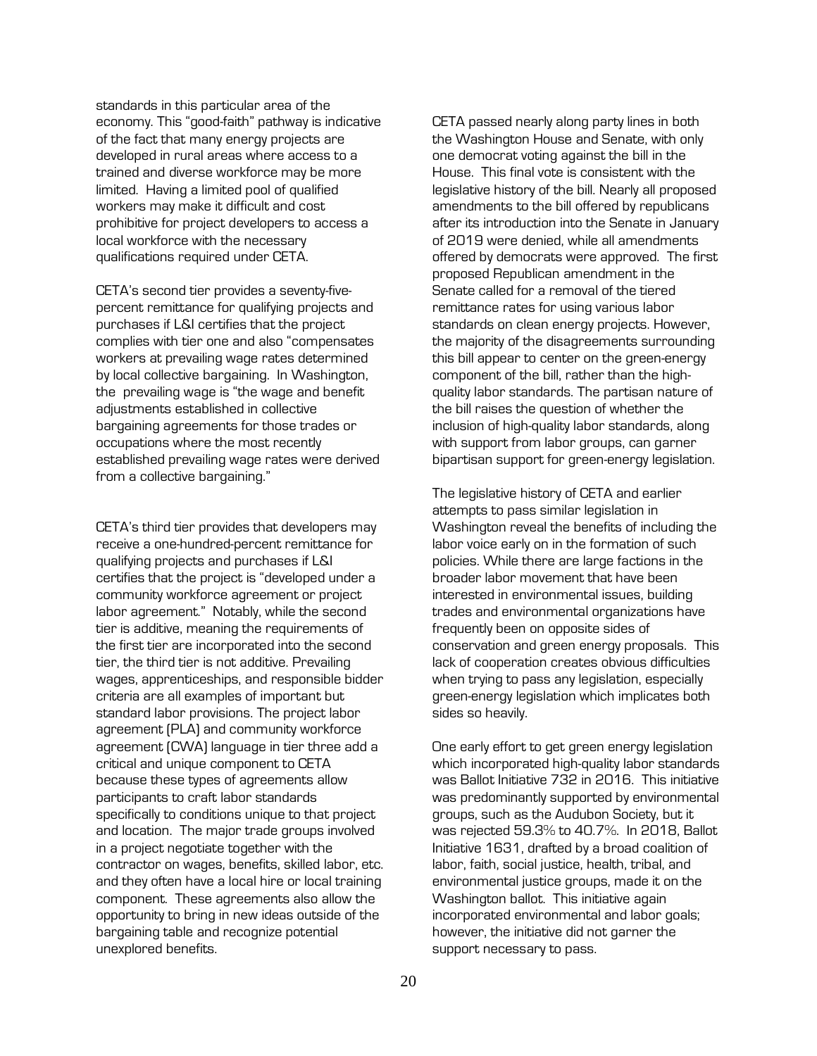standards in this particular area of the economy. This "good-faith" pathway is indicative of the fact that many energy projects are developed in rural areas where access to a trained and diverse workforce may be more limited. Having a limited pool of qualified workers may make it difficult and cost prohibitive for project developers to access a local workforce with the necessary qualifications required under CETA.

CETA's second tier provides a seventy-five-percent remittance for qualifying projects and purchases if L&I certifies that the project complies with tier one and also "compensates workers at prevailing wage rates determined by local collective bargaining. In Washington, the prevailing wage is "the wage and benefit adjustments established in collective bargaining agreements for those trades or occupations where the most recently established prevailing wage rates were derived from a collective bargaining."

CETA's third tier provides that developers may receive a one-hundred-percent remittance for qualifying projects and purchases if L&I certifies that the project is "developed under a community workforce agreement or project labor agreement." Notably, while the second tier is additive, meaning the requirements of the first tier are incorporated into the second tier, the third tier is not additive. Prevailing wages, apprenticeships, and responsible bidder criteria are all examples of important but standard labor provisions. The project labor agreement (PLA) and community workforce agreement (CWA) language in tier three add a critical and unique component to CETA because these types of agreements allow participants to craft labor standards specifically to conditions unique to that project and location. The major trade groups involved in a project negotiate together with the contractor on wages, benefits, skilled labor, etc. and they often have a local hire or local training component. These agreements also allow the opportunity to bring in new ideas outside of the bargaining table and recognize potential unexplored benefits.

CETA passed nearly along party lines in both the Washington House and Senate, with only one democrat voting against the bill in the House. This final vote is consistent with the legislative history of the bill. Nearly all proposed amendments to the bill offered by republicans after its introduction into the Senate in January of 2019 were denied, while all amendments offered by democrats were approved. The first proposed Republican amendment in the Senate called for a removal of the tiered remittance rates for using various labor standards on clean energy projects. However, the majority of the disagreements surrounding this bill appear to center on the green-energy component of the bill, rather than the high-quality labor standards. The partisan nature of the bill raises the question of whether the inclusion of high-quality labor standards, along with support from labor groups, can garner bipartisan support for green-energy legislation.

The legislative history of CETA and earlier attempts to pass similar legislation in Washington reveal the benefits of including the labor voice early on in the formation of such policies. While there are large factions in the broader labor movement that have been interested in environmental issues, building trades and environmental organizations have frequently been on opposite sides of conservation and green energy proposals. This lack of cooperation creates obvious difficulties when trying to pass any legislation, especially green-energy legislation which implicates both sides so heavily.

One early effort to get green energy legislation which incorporated high-quality labor standards was Ballot Initiative 732 in 2016. This initiative was predominantly supported by environmental groups, such as the Audubon Society, but it was rejected 59.3% to 40.7%. In 2018, Ballot Initiative 1631, drafted by a broad coalition of labor, faith, social justice, health, tribal, and environmental justice groups, made it on the Washington ballot. This initiative again incorporated environmental and labor goals; however, the initiative did not garner the support necessary to pass.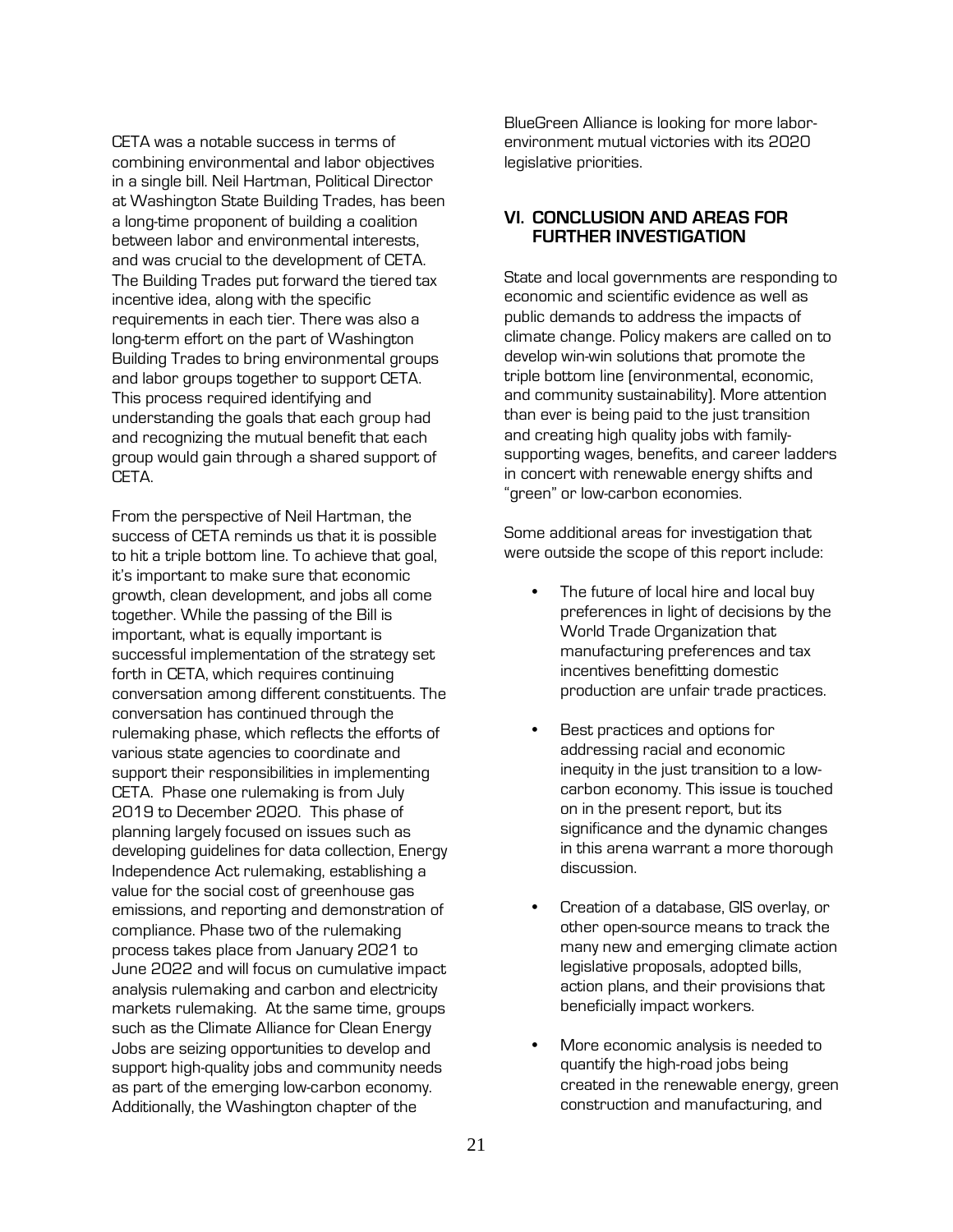CETA was a notable success in terms of combining environmental and labor objectives in a single bill. Neil Hartman, Political Director at Washington State Building Trades, has been a long-time proponent of building a coalition between labor and environmental interests, and was crucial to the development of CETA. The Building Trades put forward the tiered tax incentive idea, along with the specific requirements in each tier. There was also a long-term effort on the part of Washington Building Trades to bring environmental groups and labor groups together to support CETA. This process required identifying and understanding the goals that each group had and recognizing the mutual benefit that each group would gain through a shared support of CETA.

From the perspective of Neil Hartman, the success of CETA reminds us that it is possible to hit a triple bottom line. To achieve that goal, it's important to make sure that economic growth, clean development, and jobs all come together. While the passing of the Bill is important, what is equally important is successful implementation of the strategy set forth in CETA, which requires continuing conversation among different constituents. The conversation has continued through the rulemaking phase, which reflects the efforts of various state agencies to coordinate and support their responsibilities in implementing CETA. Phase one rulemaking is from July 2019 to December 2020. This phase of planning largely focused on issues such as developing guidelines for data collection, Energy Independence Act rulemaking, establishing a value for the social cost of greenhouse gas emissions, and reporting and demonstration of compliance. Phase two of the rulemaking process takes place from January 2021 to June 2022 and will focus on cumulative impact analysis rulemaking and carbon and electricity markets rulemaking. At the same time, groups such as the Climate Alliance for Clean Energy Jobs are seizing opportunities to develop and support high-quality jobs and community needs as part of the emerging low-carbon economy. Additionally, the Washington chapter of the BlueGreen Alliance is looking for more labor-environment mutual victories with its 2020 legislative priorities.

## VI. CONCLUSION AND AREAS FOR FURTHER INVESTIGATION

State and local governments are responding to economic and scientific evidence as well as public demands to address the impacts of climate change. Policy makers are called on to develop win-win solutions that promote the triple bottom line (environmental, economic, and community sustainability). More attention than ever is being paid to the just transition and creating high quality jobs with family-supporting wages, benefits, and career ladders in concert with renewable energy shifts and "green" or low-carbon economies.

Some additional areas for investigation that were outside the scope of this report include:

- The future of local hire and local buy preferences in light of decisions by the World Trade Organization that manufacturing preferences and tax incentives benefitting domestic production are unfair trade practices.
- Best practices and options for addressing racial and economic inequity in the just transition to a low-carbon economy. This issue is touched on in the present report, but its significance and the dynamic changes in this arena warrant a more thorough discussion.
- Creation of a database, GIS overlay, or other open-source means to track the many new and emerging climate action legislative proposals, adopted bills, action plans, and their provisions that beneficially impact workers.
- More economic analysis is needed to quantify the high-road jobs being created in the renewable energy, green construction and manufacturing, and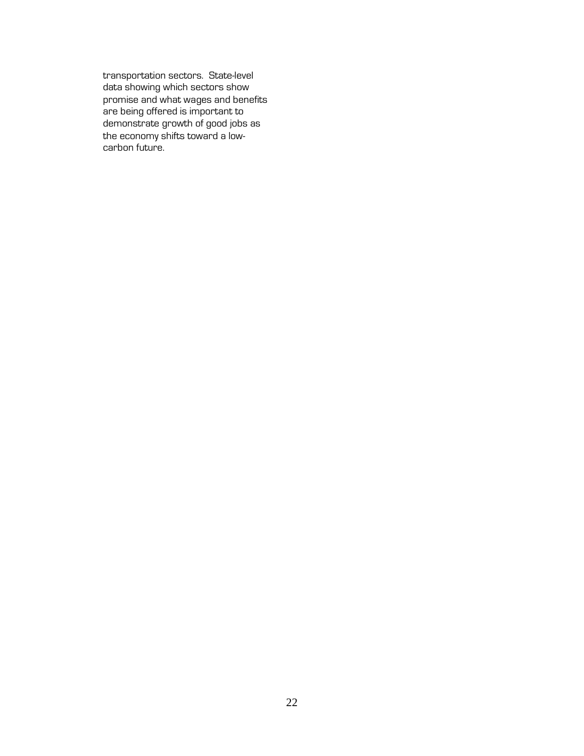transportation sectors. State-level data showing which sectors show promise and what wages and benefits are being offered is important to demonstrate growth of good jobs as the economy shifts toward a low-carbon future.